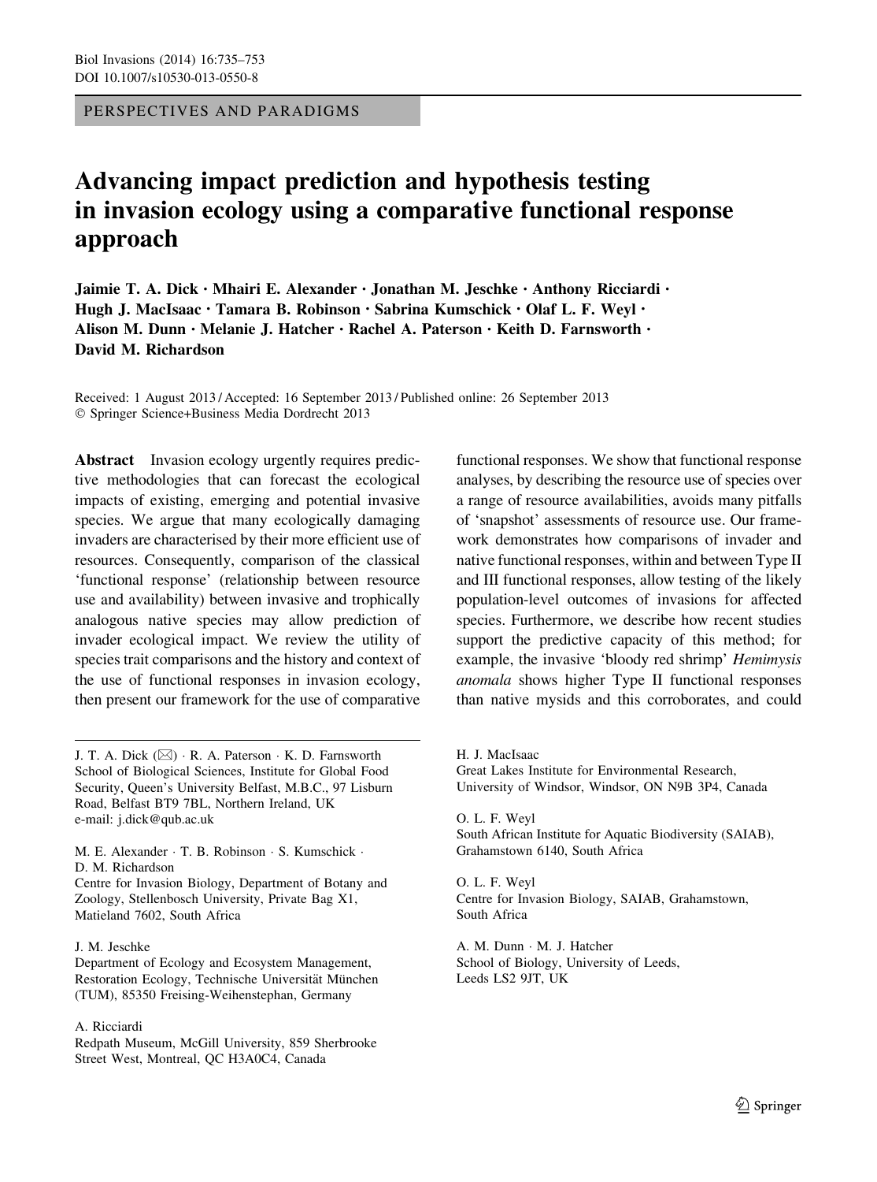PERSPECTIVES AND PARADIGMS

# Advancing impact prediction and hypothesis testing in invasion ecology using a comparative functional response approach

**Jaimie T. A. Dick · Mhairi E. Alexander · Jonathan M. Jeschke · Anthony Ricciardi · Hugh J. MacIsaac · Tamara B. Robinson · Sabrina Kumschick · Olaf L. F. Weyl · Alison M. Dunn · Melanie J. Hatcher · Rachel A. Paterson · Keith D. Farnsworth · David M. Richardson**

Received: 1 August 2013 / Accepted: 16 September 2013 / Published online: 26 September 2013
© Springer Science+Business Media Dordrecht 2013

**Abstract** Invasion ecology urgently requires predictive methodologies that can forecast the ecological impacts of existing, emerging and potential invasive species. We argue that many ecologically damaging invaders are characterised by their more efficient use of resources. Consequently, comparison of the classical 'functional response' (relationship between resource use and availability) between invasive and trophically analogous native species may allow prediction of invader ecological impact. We review the utility of species trait comparisons and the history and context of the use of functional responses in invasion ecology, then present our framework for the use of comparative functional responses. We show that functional response analyses, by describing the resource use of species over a range of resource availabilities, avoids many pitfalls of 'snapshot' assessments of resource use. Our framework demonstrates how comparisons of invader and native functional responses, within and between Type II and III functional responses, allow testing of the likely population-level outcomes of invasions for affected species. Furthermore, we describe how recent studies support the predictive capacity of this method; for example, the invasive 'bloody red shrimp' *Hemimysis anomala* shows higher Type II functional responses than native mysids and this corroborates, and could

J. T. A. Dick (✉) · R. A. Paterson · K. D. Farnsworth
School of Biological Sciences, Institute for Global Food Security, Queen's University Belfast, M.B.C., 97 Lisburn Road, Belfast BT9 7BL, Northern Ireland, UK
e-mail: j.dick@qub.ac.uk

M. E. Alexander · T. B. Robinson · S. Kumschick · D. M. Richardson
Centre for Invasion Biology, Department of Botany and Zoology, Stellenbosch University, Private Bag X1, Matieland 7602, South Africa

J. M. Jeschke
Department of Ecology and Ecosystem Management, Restoration Ecology, Technische Universität München (TUM), 85350 Freising-Weihenstephan, Germany

A. Ricciardi
Redpath Museum, McGill University, 859 Sherbrooke Street West, Montreal, QC H3A0C4, Canada

H. J. MacIsaac
Great Lakes Institute for Environmental Research, University of Windsor, Windsor, ON N9B 3P4, Canada

O. L. F. Weyl
South African Institute for Aquatic Biodiversity (SAIAB), Grahamstown 6140, South Africa

O. L. F. Weyl
Centre for Invasion Biology, SAIAB, Grahamstown, South Africa

A. M. Dunn · M. J. Hatcher
School of Biology, University of Leeds, Leeds LS2 9JT, UK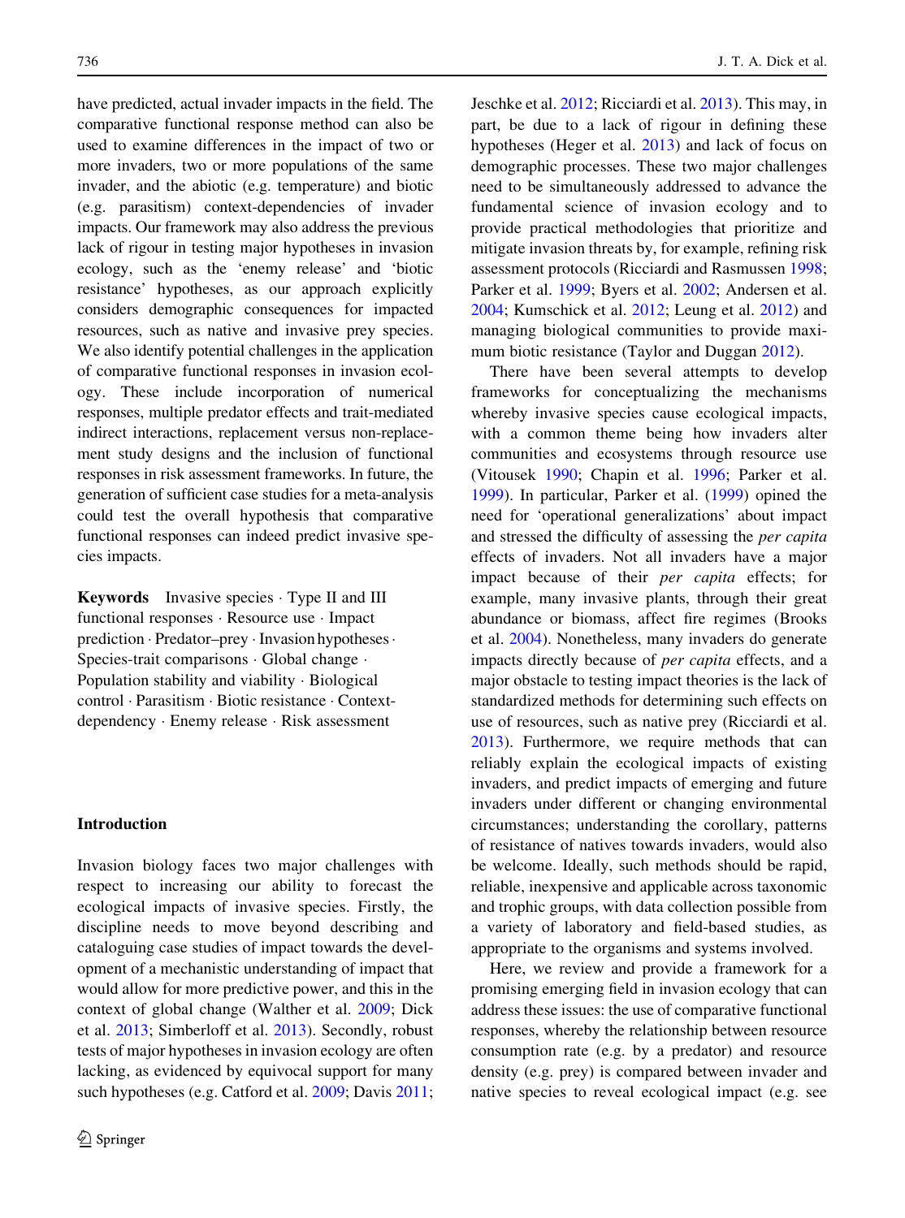have predicted, actual invader impacts in the field. The comparative functional response method can also be used to examine differences in the impact of two or more invaders, two or more populations of the same invader, and the abiotic (e.g. temperature) and biotic (e.g. parasitism) context-dependencies of invader impacts. Our framework may also address the previous lack of rigour in testing major hypotheses in invasion ecology, such as the 'enemy release' and 'biotic resistance' hypotheses, as our approach explicitly considers demographic consequences for impacted resources, such as native and invasive prey species. We also identify potential challenges in the application of comparative functional responses in invasion ecology. These include incorporation of numerical responses, multiple predator effects and trait-mediated indirect interactions, replacement versus non-replacement study designs and the inclusion of functional responses in risk assessment frameworks. In future, the generation of sufficient case studies for a meta-analysis could test the overall hypothesis that comparative functional responses can indeed predict invasive species impacts.

**Keywords** Invasive species · Type II and III functional responses · Resource use · Impact prediction · Predator–prey · Invasion hypotheses · Species-trait comparisons · Global change · Population stability and viability · Biological control · Parasitism · Biotic resistance · Context-dependency · Enemy release · Risk assessment

## Introduction

Invasion biology faces two major challenges with respect to increasing our ability to forecast the ecological impacts of invasive species. Firstly, the discipline needs to move beyond describing and cataloguing case studies of impact towards the development of a mechanistic understanding of impact that would allow for more predictive power, and this in the context of global change (Walther et al. 2009; Dick et al. 2013; Simberloff et al. 2013). Secondly, robust tests of major hypotheses in invasion ecology are often lacking, as evidenced by equivocal support for many such hypotheses (e.g. Catford et al. 2009; Davis 2011; Jeschke et al. 2012; Ricciardi et al. 2013). This may, in part, be due to a lack of rigour in defining these hypotheses (Heger et al. 2013) and lack of focus on demographic processes. These two major challenges need to be simultaneously addressed to advance the fundamental science of invasion ecology and to provide practical methodologies that prioritize and mitigate invasion threats by, for example, refining risk assessment protocols (Ricciardi and Rasmussen 1998; Parker et al. 1999; Byers et al. 2002; Andersen et al. 2004; Kumschick et al. 2012; Leung et al. 2012) and managing biological communities to provide maximum biotic resistance (Taylor and Duggan 2012).

There have been several attempts to develop frameworks for conceptualizing the mechanisms whereby invasive species cause ecological impacts, with a common theme being how invaders alter communities and ecosystems through resource use (Vitousek 1990; Chapin et al. 1996; Parker et al. 1999). In particular, Parker et al. (1999) opined the need for 'operational generalizations' about impact and stressed the difficulty of assessing the *per capita* effects of invaders. Not all invaders have a major impact because of their *per capita* effects; for example, many invasive plants, through their great abundance or biomass, affect fire regimes (Brooks et al. 2004). Nonetheless, many invaders do generate impacts directly because of *per capita* effects, and a major obstacle to testing impact theories is the lack of standardized methods for determining such effects on use of resources, such as native prey (Ricciardi et al. 2013). Furthermore, we require methods that can reliably explain the ecological impacts of existing invaders, and predict impacts of emerging and future invaders under different or changing environmental circumstances; understanding the corollary, patterns of resistance of natives towards invaders, would also be welcome. Ideally, such methods should be rapid, reliable, inexpensive and applicable across taxonomic and trophic groups, with data collection possible from a variety of laboratory and field-based studies, as appropriate to the organisms and systems involved.

Here, we review and provide a framework for a promising emerging field in invasion ecology that can address these issues: the use of comparative functional responses, whereby the relationship between resource consumption rate (e.g. by a predator) and resource density (e.g. prey) is compared between invader and native species to reveal ecological impact (e.g. see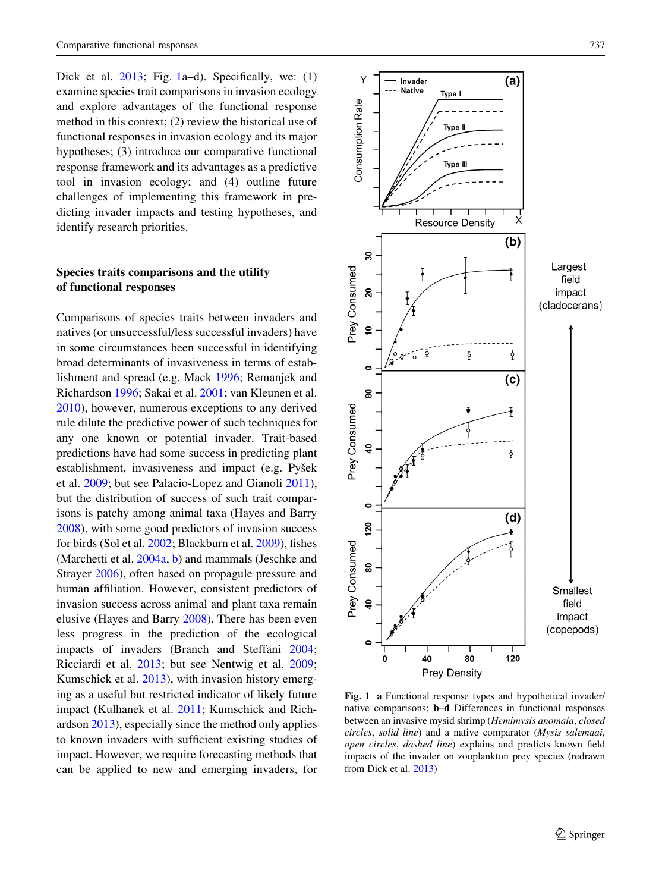Dick et al. 2013; Fig. 1a–d). Specifically, we: (1) examine species trait comparisons in invasion ecology and explore advantages of the functional response method in this context; (2) review the historical use of functional responses in invasion ecology and its major hypotheses; (3) introduce our comparative functional response framework and its advantages as a predictive tool in invasion ecology; and (4) outline future challenges of implementing this framework in predicting invader impacts and testing hypotheses, and identify research priorities.

## Species traits comparisons and the utility of functional responses

Comparisons of species traits between invaders and natives (or unsuccessful/less successful invaders) have in some circumstances been successful in identifying broad determinants of invasiveness in terms of establishment and spread (e.g. Mack 1996; Remanjek and Richardson 1996; Sakai et al. 2001; van Kleunen et al. 2010), however, numerous exceptions to any derived rule dilute the predictive power of such techniques for any one known or potential invader. Trait-based predictions have had some success in predicting plant establishment, invasiveness and impact (e.g. Pyšek et al. 2009; but see Palacio-Lopez and Gianoli 2011), but the distribution of success of such trait comparisons is patchy among animal taxa (Hayes and Barry 2008), with some good predictors of invasion success for birds (Sol et al. 2002; Blackburn et al. 2009), fishes (Marchetti et al. 2004a, b) and mammals (Jeschke and Strayer 2006), often based on propagule pressure and human affiliation. However, consistent predictors of invasion success across animal and plant taxa remain elusive (Hayes and Barry 2008). There has been even less progress in the prediction of the ecological impacts of invaders (Branch and Steffani 2004; Ricciardi et al. 2013; but see Nentwig et al. 2009; Kumschick et al. 2013), with invasion history emerging as a useful but restricted indicator of likely future impact (Kulhanek et al. 2011; Kumschick and Richardson 2013), especially since the method only applies to known invaders with sufficient existing studies of impact. However, we require forecasting methods that can be applied to new and emerging invaders, for

**Fig. 1** **a** Functional response types and hypothetical invader/native comparisons; **b–d** Differences in functional responses between an invasive mysid shrimp (*Hemimysis anomala*, *closed circles*, *solid line*) and a native comparator (*Mysis salemaai*, *open circles*, *dashed line*) explains and predicts known field impacts of the invader on zooplankton prey species (redrawn from Dick et al. 2013)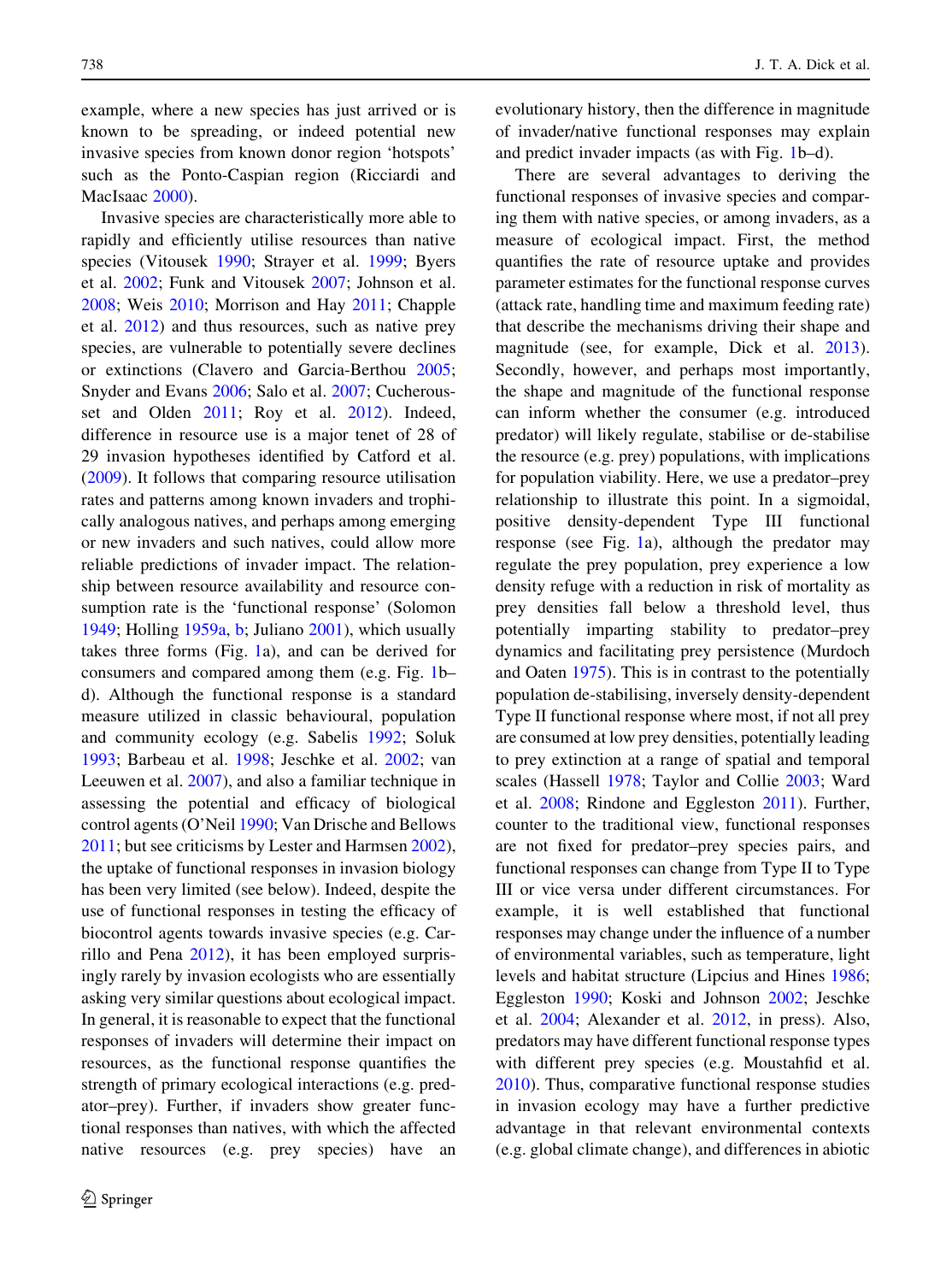example, where a new species has just arrived or is known to be spreading, or indeed potential new invasive species from known donor region 'hotspots' such as the Ponto-Caspian region (Ricciardi and MacIsaac 2000).

Invasive species are characteristically more able to rapidly and efficiently utilise resources than native species (Vitousek 1990; Strayer et al. 1999; Byers et al. 2002; Funk and Vitousek 2007; Johnson et al. 2008; Weis 2010; Morrison and Hay 2011; Chapple et al. 2012) and thus resources, such as native prey species, are vulnerable to potentially severe declines or extinctions (Clavero and Garcia-Berthou 2005; Snyder and Evans 2006; Salo et al. 2007; Cucherousset and Olden 2011; Roy et al. 2012). Indeed, difference in resource use is a major tenet of 28 of 29 invasion hypotheses identified by Catford et al. (2009). It follows that comparing resource utilisation rates and patterns among known invaders and trophically analogous natives, and perhaps among emerging or new invaders and such natives, could allow more reliable predictions of invader impact. The relationship between resource availability and resource consumption rate is the 'functional response' (Solomon 1949; Holling 1959a, b; Juliano 2001), which usually takes three forms (Fig. 1a), and can be derived for consumers and compared among them (e.g. Fig. 1b–d). Although the functional response is a standard measure utilized in classic behavioural, population and community ecology (e.g. Sabelis 1992; Soluk 1993; Barbeau et al. 1998; Jeschke et al. 2002; van Leeuwen et al. 2007), and also a familiar technique in assessing the potential and efficacy of biological control agents (O'Neil 1990; Van Drische and Bellows 2011; but see criticisms by Lester and Harmsen 2002), the uptake of functional responses in invasion biology has been very limited (see below). Indeed, despite the use of functional responses in testing the efficacy of biocontrol agents towards invasive species (e.g. Carrillo and Pena 2012), it has been employed surprisingly rarely by invasion ecologists who are essentially asking very similar questions about ecological impact. In general, it is reasonable to expect that the functional responses of invaders will determine their impact on resources, as the functional response quantifies the strength of primary ecological interactions (e.g. predator–prey). Further, if invaders show greater functional responses than natives, with which the affected native resources (e.g. prey species) have an evolutionary history, then the difference in magnitude of invader/native functional responses may explain and predict invader impacts (as with Fig. 1b–d).

There are several advantages to deriving the functional responses of invasive species and comparing them with native species, or among invaders, as a measure of ecological impact. First, the method quantifies the rate of resource uptake and provides parameter estimates for the functional response curves (attack rate, handling time and maximum feeding rate) that describe the mechanisms driving their shape and magnitude (see, for example, Dick et al. 2013). Secondly, however, and perhaps most importantly, the shape and magnitude of the functional response can inform whether the consumer (e.g. introduced predator) will likely regulate, stabilise or de-stabilise the resource (e.g. prey) populations, with implications for population viability. Here, we use a predator–prey relationship to illustrate this point. In a sigmoidal, positive density-dependent Type III functional response (see Fig. 1a), although the predator may regulate the prey population, prey experience a low density refuge with a reduction in risk of mortality as prey densities fall below a threshold level, thus potentially imparting stability to predator–prey dynamics and facilitating prey persistence (Murdoch and Oaten 1975). This is in contrast to the potentially population de-stabilising, inversely density-dependent Type II functional response where most, if not all prey are consumed at low prey densities, potentially leading to prey extinction at a range of spatial and temporal scales (Hassell 1978; Taylor and Collie 2003; Ward et al. 2008; Rindone and Eggleston 2011). Further, counter to the traditional view, functional responses are not fixed for predator–prey species pairs, and functional responses can change from Type II to Type III or vice versa under different circumstances. For example, it is well established that functional responses may change under the influence of a number of environmental variables, such as temperature, light levels and habitat structure (Lipcius and Hines 1986; Eggleston 1990; Koski and Johnson 2002; Jeschke et al. 2004; Alexander et al. 2012, in press). Also, predators may have different functional response types with different prey species (e.g. Moustahfid et al. 2010). Thus, comparative functional response studies in invasion ecology may have a further predictive advantage in that relevant environmental contexts (e.g. global climate change), and differences in abiotic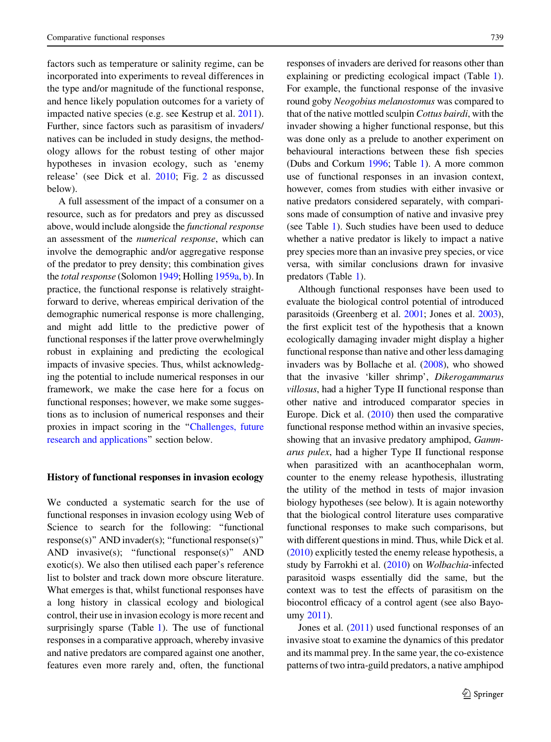factors such as temperature or salinity regime, can be incorporated into experiments to reveal differences in the type and/or magnitude of the functional response, and hence likely population outcomes for a variety of impacted native species (e.g. see Kestrup et al. 2011). Further, since factors such as parasitism of invaders/natives can be included in study designs, the methodology allows for the robust testing of other major hypotheses in invasion ecology, such as 'enemy release' (see Dick et al. 2010; Fig. 2 as discussed below).

A full assessment of the impact of a consumer on a resource, such as for predators and prey as discussed above, would include alongside the *functional response* an assessment of the *numerical response*, which can involve the demographic and/or aggregative response of the predator to prey density; this combination gives the *total response* (Solomon 1949; Holling 1959a, b). In practice, the functional response is relatively straightforward to derive, whereas empirical derivation of the demographic numerical response is more challenging, and might add little to the predictive power of functional responses if the latter prove overwhelmingly robust in explaining and predicting the ecological impacts of invasive species. Thus, whilst acknowledging the potential to include numerical responses in our framework, we make the case here for a focus on functional responses; however, we make some suggestions as to inclusion of numerical responses and their proxies in impact scoring in the "Challenges, future research and applications" section below.

## History of functional responses in invasion ecology

We conducted a systematic search for the use of functional responses in invasion ecology using Web of Science to search for the following: "functional response(s)" AND invader(s); "functional response(s)" AND invasive(s); "functional response(s)" AND exotic(s). We also then utilised each paper's reference list to bolster and track down more obscure literature. What emerges is that, whilst functional responses have a long history in classical ecology and biological control, their use in invasion ecology is more recent and surprisingly sparse (Table 1). The use of functional responses in a comparative approach, whereby invasive and native predators are compared against one another, features even more rarely and, often, the functional responses of invaders are derived for reasons other than explaining or predicting ecological impact (Table 1). For example, the functional response of the invasive round goby *Neogobius melanostomus* was compared to that of the native mottled sculpin *Cottus bairdi*, with the invader showing a higher functional response, but this was done only as a prelude to another experiment on behavioural interactions between these fish species (Dubs and Corkum 1996; Table 1). A more common use of functional responses in an invasion context, however, comes from studies with either invasive or native predators considered separately, with comparisons made of consumption of native and invasive prey (see Table 1). Such studies have been used to deduce whether a native predator is likely to impact a native prey species more than an invasive prey species, or vice versa, with similar conclusions drawn for invasive predators (Table 1).

Although functional responses have been used to evaluate the biological control potential of introduced parasitoids (Greenberg et al. 2001; Jones et al. 2003), the first explicit test of the hypothesis that a known ecologically damaging invader might display a higher functional response than native and other less damaging invaders was by Bollache et al. (2008), who showed that the invasive 'killer shrimp', *Dikerogammarus villosus*, had a higher Type II functional response than other native and introduced comparator species in Europe. Dick et al. (2010) then used the comparative functional response method within an invasive species, showing that an invasive predatory amphipod, *Gammarus pulex*, had a higher Type II functional response when parasitized with an acanthocephalan worm, counter to the enemy release hypothesis, illustrating the utility of the method in tests of major invasion biology hypotheses (see below). It is again noteworthy that the biological control literature uses comparative functional responses to make such comparisons, but with different questions in mind. Thus, while Dick et al. (2010) explicitly tested the enemy release hypothesis, a study by Farrokhi et al. (2010) on *Wolbachia*-infected parasitoid wasps essentially did the same, but the context was to test the effects of parasitism on the biocontrol efficacy of a control agent (see also Bayoumy 2011).

Jones et al. (2011) used functional responses of an invasive stoat to examine the dynamics of this predator and its mammal prey. In the same year, the co-existence patterns of two intra-guild predators, a native amphipod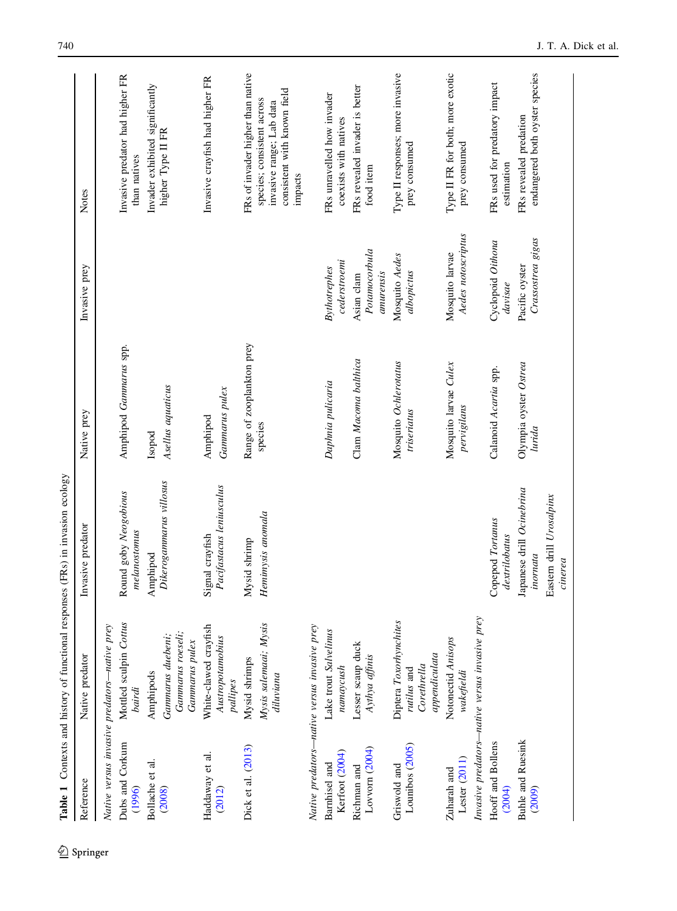**Table 1** Contexts and history of functional responses (FRs) in invasion ecology

| Reference | Native predator | Invasive predator | Native prey | Invasive prey | Notes |
|---|---|---|---|---|---|
| *Native versus invasive predators—native prey* | | | | | |
| Dubs and Corkum (1996) | Mottled sculpin *Cottus bairdi* | Round goby *Neogobious melanostomus* | Amphipod *Gammarus* spp. | | Invasive predator had higher FR than natives |
| Bollache et al. (2008) | Amphipods *Gammarus duebeni; Gammarus roeseli; Gammarus pulex* | Amphipod *Dikerogammarus villosus* | Isopod *Asellus aquaticus* | | Invader exhibited significantly higher Type II FR |
| Haddaway et al. (2012) | White-clawed crayfish *Austropotamobius pallipes* | Signal crayfish *Pacifastacus leniusculus* | Amphipod *Gammarus pulex* | | Invasive crayfish had higher FR |
| Dick et al. (2013) | Mysid shrimps *Mysis salemaai; Mysis diluviana* | Mysid shrimp *Hemimysis anomala* | Range of zooplankton prey species | | FRs of invader higher than native species; consistent across invasive range; Lab data consistent with known field impacts |
| *Native predators—native versus invasive prey* | | | | | |
| Barnhisel and Kerfoot (2004) | Lake trout *Salvelinus namaycush* | | *Daphnia pulicaria* | *Bythotrephes cederstroemi* | FRs unravelled how invader coexists with natives |
| Richman and Lovvorn (2004) | Lesser scaup duck *Aythya affinis* | | Clam *Macoma balthica* | Asian clam *Potamocorbula amurensis* | FRs revealed invader is better food item |
| Griswold and Lounibos (2005) | Diptera *Toxorhynchites rutilus* and *Corethrella appendiculata* | | Mosquito *Ochlerotatus triseriatus* | Mosquito *Aedes albopictus* | Type II responses; more invasive prey consumed |
| Zuharah and Lester (2011) | Notonectid *Anisops wakefieldi* | | Mosquito larvae *Culex pervigilans* | Mosquito larvae *Aedes notoscriptus* | Type II FR for both; more exotic prey consumed |
| *Invasive predators—native versus invasive prey* | | | | | |
| Hooff and Bollens (2004) | | Copepod *Tortanus dextrilobatus* | Calanoid *Acartia* spp. | Cyclopoid *Oithona davisae* | FRs used for predatory impact estimation |
| Buhle and Ruesink (2009) | | Japanese drill *Ocinebrina inornata*; Eastern drill *Urosalpinx cinerea* | Olympia oyster *Ostrea lurida* | Pacific oyster *Crassostrea gigas* | FRs revealed predation endangered both oyster species |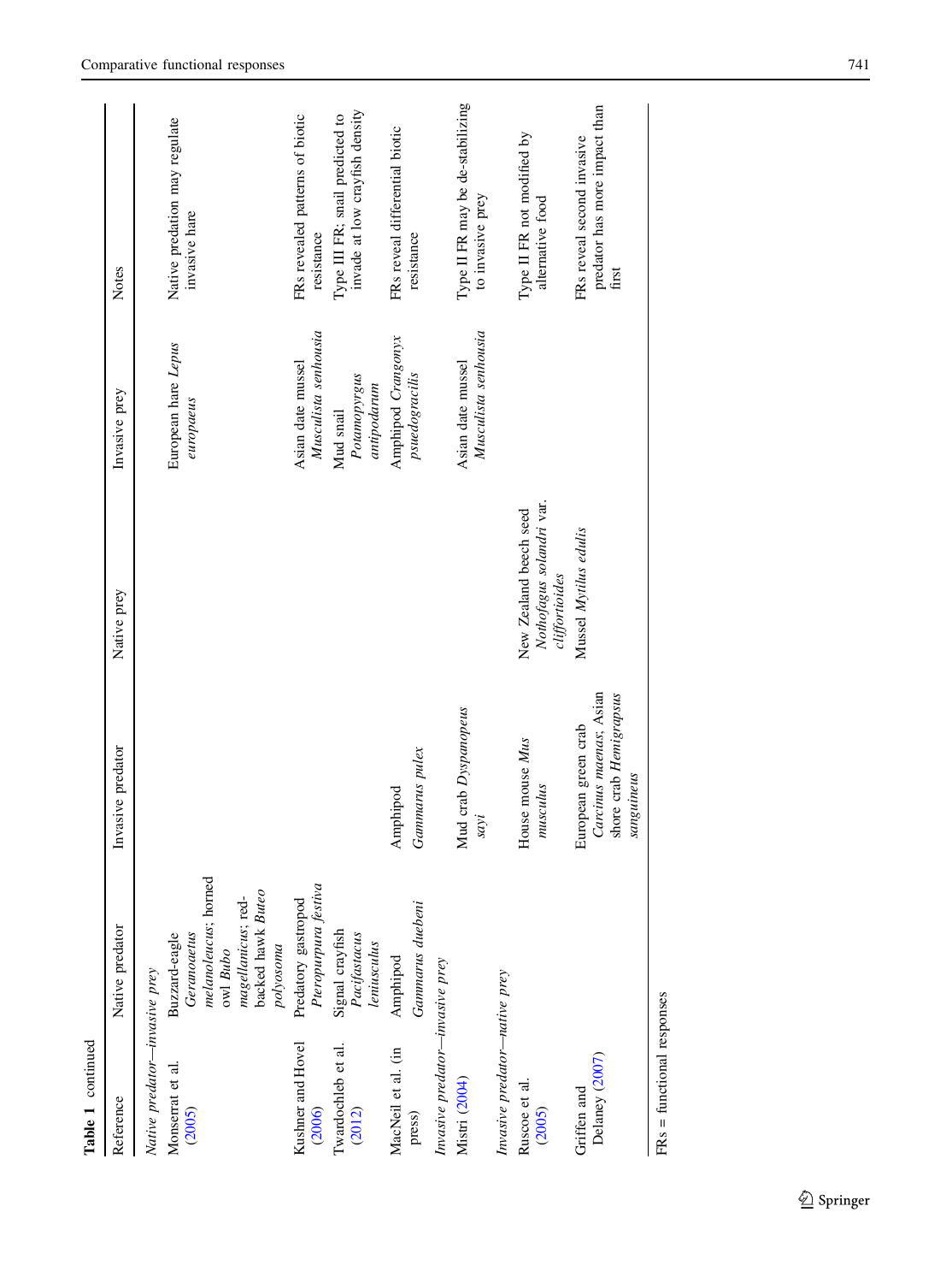**Table 1** continued

| Reference | Native predator | Invasive predator | Native prey | Invasive prey | Notes |
|---|---|---|---|---|---|
| *Native predator—invasive prey* | | | | | |
| Monserrat et al. (2005) | Buzzard-eagle *Geranoaetus melanoleucus*; horned owl *Bubo magellanicus*; red-backed hawk *Buteo polyosoma* | | | European hare *Lepus europaeus* | Native predation may regulate invasive hare |
| Kushner and Hovel (2006) | Predatory gastropod *Pteropurpura festiva* | | | Asian date mussel *Musculista senhousia* | FRs revealed patterns of biotic resistance |
| Twardochleb et al. (2012) | Signal crayfish *Pacifastacus leniusculus* | | | Mud snail *Potamopyrgus antipodarum* | Type III FR; snail predicted to invade at low crayfish density |
| MacNeil et al. (in press) | Amphipod *Gammarus duebeni* | Amphipod *Gammarus pulex* | | Amphipod *Crangonyx psuedogracilis* | FRs reveal differential biotic resistance |
| *Invasive predator—invasive prey* | | | | | |
| Mistri (2004) | | Mud crab *Dyspanopeus sayi* | | Asian date mussel *Musculista senhousia* | Type II FR may be de-stabilizing to invasive prey |
| *Invasive predator—native prey* | | | | | |
| Ruscoe et al. (2005) | | House mouse *Mus musculus* | New Zealand beech seed *Nothofagus solandri* var. *cliffortioides* | | Type II FR not modified by alternative food |
| Griffen and Delaney (2007) | | European green crab *Carcinus maenas*; Asian shore crab *Hemigrapsus sanguineus* | Mussel *Mytilus edulis* | | FRs reveal second invasive predator has more impact than first |

FRs = functional responses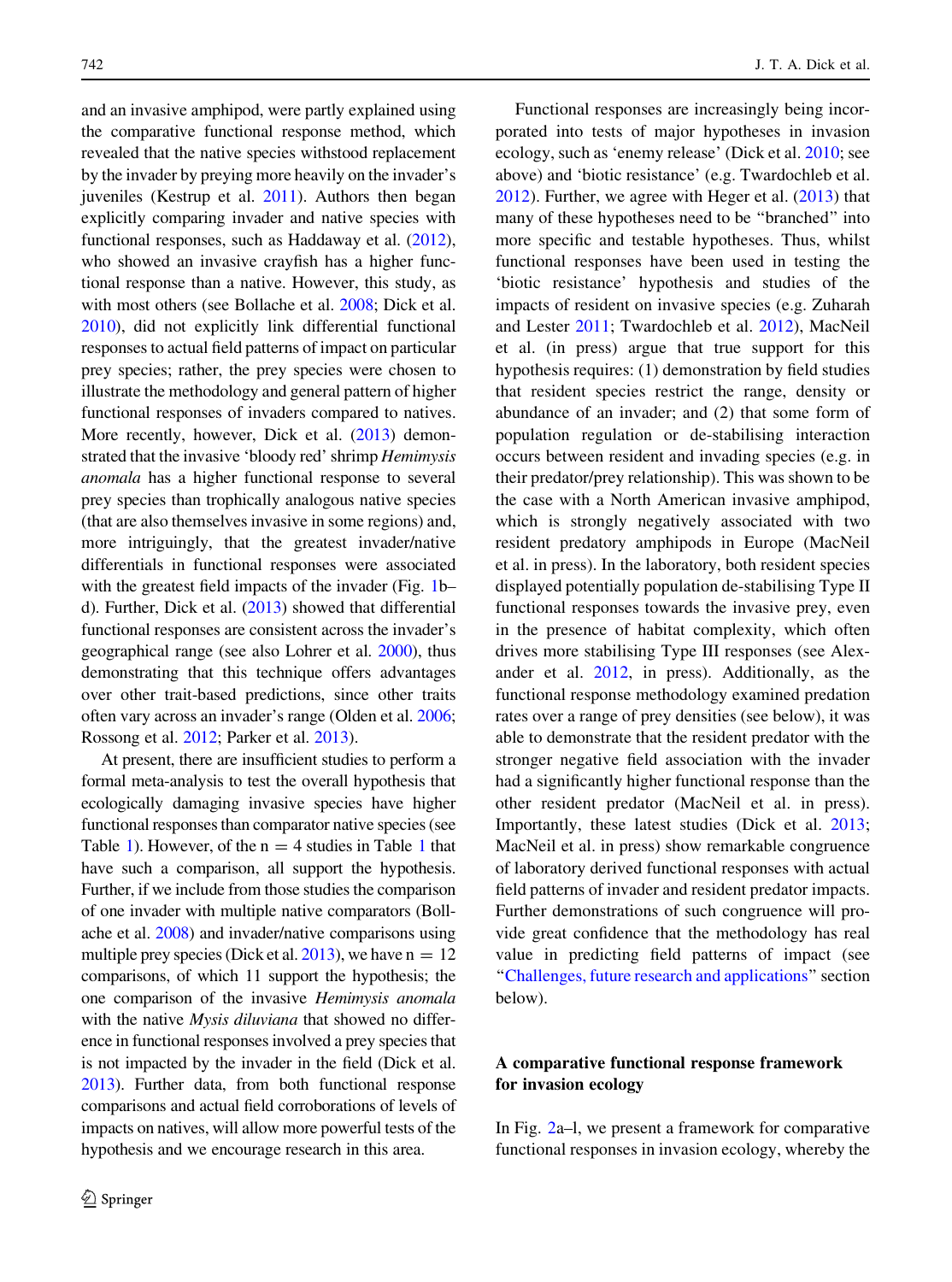and an invasive amphipod, were partly explained using the comparative functional response method, which revealed that the native species withstood replacement by the invader by preying more heavily on the invader's juveniles (Kestrup et al. 2011). Authors then began explicitly comparing invader and native species with functional responses, such as Haddaway et al. (2012), who showed an invasive crayfish has a higher functional response than a native. However, this study, as with most others (see Bollache et al. 2008; Dick et al. 2010), did not explicitly link differential functional responses to actual field patterns of impact on particular prey species; rather, the prey species were chosen to illustrate the methodology and general pattern of higher functional responses of invaders compared to natives. More recently, however, Dick et al. (2013) demonstrated that the invasive 'bloody red' shrimp *Hemimysis anomala* has a higher functional response to several prey species than trophically analogous native species (that are also themselves invasive in some regions) and, more intriguingly, that the greatest invader/native differentials in functional responses were associated with the greatest field impacts of the invader (Fig. 1b–d). Further, Dick et al. (2013) showed that differential functional responses are consistent across the invader's geographical range (see also Lohrer et al. 2000), thus demonstrating that this technique offers advantages over other trait-based predictions, since other traits often vary across an invader's range (Olden et al. 2006; Rossong et al. 2012; Parker et al. 2013).

At present, there are insufficient studies to perform a formal meta-analysis to test the overall hypothesis that ecologically damaging invasive species have higher functional responses than comparator native species (see Table 1). However, of the n = 4 studies in Table 1 that have such a comparison, all support the hypothesis. Further, if we include from those studies the comparison of one invader with multiple native comparators (Bollache et al. 2008) and invader/native comparisons using multiple prey species (Dick et al. 2013), we have n = 12 comparisons, of which 11 support the hypothesis; the one comparison of the invasive *Hemimysis anomala* with the native *Mysis diluviana* that showed no difference in functional responses involved a prey species that is not impacted by the invader in the field (Dick et al. 2013). Further data, from both functional response comparisons and actual field corroborations of levels of impacts on natives, will allow more powerful tests of the hypothesis and we encourage research in this area.

Functional responses are increasingly being incorporated into tests of major hypotheses in invasion ecology, such as 'enemy release' (Dick et al. 2010; see above) and 'biotic resistance' (e.g. Twardochleb et al. 2012). Further, we agree with Heger et al. (2013) that many of these hypotheses need to be "branched" into more specific and testable hypotheses. Thus, whilst functional responses have been used in testing the 'biotic resistance' hypothesis and studies of the impacts of resident on invasive species (e.g. Zuharah and Lester 2011; Twardochleb et al. 2012), MacNeil et al. (in press) argue that true support for this hypothesis requires: (1) demonstration by field studies that resident species restrict the range, density or abundance of an invader; and (2) that some form of population regulation or de-stabilising interaction occurs between resident and invading species (e.g. in their predator/prey relationship). This was shown to be the case with a North American invasive amphipod, which is strongly negatively associated with two resident predatory amphipods in Europe (MacNeil et al. in press). In the laboratory, both resident species displayed potentially population de-stabilising Type II functional responses towards the invasive prey, even in the presence of habitat complexity, which often drives more stabilising Type III responses (see Alexander et al. 2012, in press). Additionally, as the functional response methodology examined predation rates over a range of prey densities (see below), it was able to demonstrate that the resident predator with the stronger negative field association with the invader had a significantly higher functional response than the other resident predator (MacNeil et al. in press). Importantly, these latest studies (Dick et al. 2013; MacNeil et al. in press) show remarkable congruence of laboratory derived functional responses with actual field patterns of invader and resident predator impacts. Further demonstrations of such congruence will provide great confidence that the methodology has real value in predicting field patterns of impact (see "Challenges, future research and applications" section below).

## A comparative functional response framework for invasion ecology

In Fig. 2a–l, we present a framework for comparative functional responses in invasion ecology, whereby the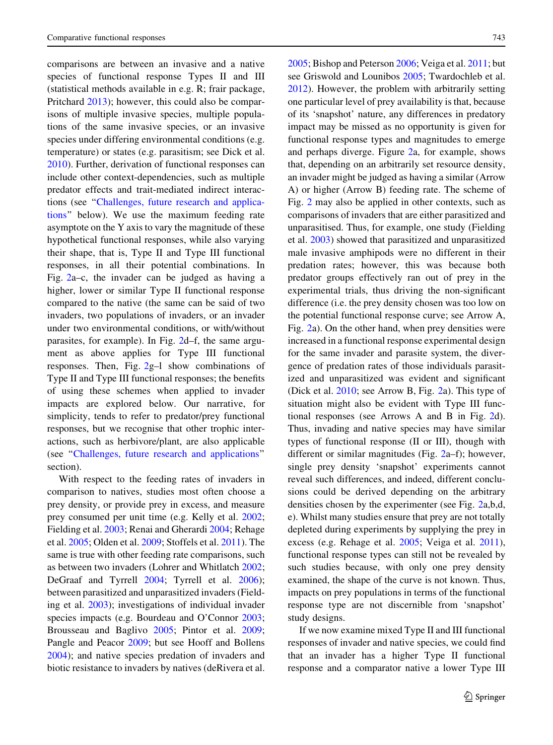comparisons are between an invasive and a native species of functional response Types II and III (statistical methods available in e.g. R; frair package, Pritchard 2013); however, this could also be comparisons of multiple invasive species, multiple populations of the same invasive species, or an invasive species under differing environmental conditions (e.g. temperature) or states (e.g. parasitism; see Dick et al. 2010). Further, derivation of functional responses can include other context-dependencies, such as multiple predator effects and trait-mediated indirect interactions (see "Challenges, future research and applications" below). We use the maximum feeding rate asymptote on the Y axis to vary the magnitude of these hypothetical functional responses, while also varying their shape, that is, Type II and Type III functional responses, in all their potential combinations. In Fig. 2a–c, the invader can be judged as having a higher, lower or similar Type II functional response compared to the native (the same can be said of two invaders, two populations of invaders, or an invader under two environmental conditions, or with/without parasites, for example). In Fig. 2d–f, the same argument as above applies for Type III functional responses. Then, Fig. 2g–l show combinations of Type II and Type III functional responses; the benefits of using these schemes when applied to invader impacts are explored below. Our narrative, for simplicity, tends to refer to predator/prey functional responses, but we recognise that other trophic interactions, such as herbivore/plant, are also applicable (see "Challenges, future research and applications" section).

With respect to the feeding rates of invaders in comparison to natives, studies most often choose a prey density, or provide prey in excess, and measure prey consumed per unit time (e.g. Kelly et al. 2002; Fielding et al. 2003; Renai and Gherardi 2004; Rehage et al. 2005; Olden et al. 2009; Stoffels et al. 2011). The same is true with other feeding rate comparisons, such as between two invaders (Lohrer and Whitlatch 2002; DeGraaf and Tyrrell 2004; Tyrrell et al. 2006); between parasitized and unparasitized invaders (Fielding et al. 2003); investigations of individual invader species impacts (e.g. Bourdeau and O'Connor 2003; Brousseau and Baglivo 2005; Pintor et al. 2009; Pangle and Peacor 2009; but see Hooff and Bollens 2004); and native species predation of invaders and biotic resistance to invaders by natives (deRivera et al. 2005; Bishop and Peterson 2006; Veiga et al. 2011; but see Griswold and Lounibos 2005; Twardochleb et al. 2012). However, the problem with arbitrarily setting one particular level of prey availability is that, because of its 'snapshot' nature, any differences in predatory impact may be missed as no opportunity is given for functional response types and magnitudes to emerge and perhaps diverge. Figure 2a, for example, shows that, depending on an arbitrarily set resource density, an invader might be judged as having a similar (Arrow A) or higher (Arrow B) feeding rate. The scheme of Fig. 2 may also be applied in other contexts, such as comparisons of invaders that are either parasitized and unparasitised. Thus, for example, one study (Fielding et al. 2003) showed that parasitized and unparasitized male invasive amphipods were no different in their predation rates; however, this was because both predator groups effectively ran out of prey in the experimental trials, thus driving the non-significant difference (i.e. the prey density chosen was too low on the potential functional response curve; see Arrow A, Fig. 2a). On the other hand, when prey densities were increased in a functional response experimental design for the same invader and parasite system, the divergence of predation rates of those individuals parasitized and unparasitized was evident and significant (Dick et al. 2010; see Arrow B, Fig. 2a). This type of situation might also be evident with Type III functional responses (see Arrows A and B in Fig. 2d). Thus, invading and native species may have similar types of functional response (II or III), though with different or similar magnitudes (Fig. 2a–f); however, single prey density 'snapshot' experiments cannot reveal such differences, and indeed, different conclusions could be derived depending on the arbitrary densities chosen by the experimenter (see Fig. 2a,b,d, e). Whilst many studies ensure that prey are not totally depleted during experiments by supplying the prey in excess (e.g. Rehage et al. 2005; Veiga et al. 2011), functional response types can still not be revealed by such studies because, with only one prey density examined, the shape of the curve is not known. Thus, impacts on prey populations in terms of the functional response type are not discernible from 'snapshot' study designs.

If we now examine mixed Type II and III functional responses of invader and native species, we could find that an invader has a higher Type II functional response and a comparator native a lower Type III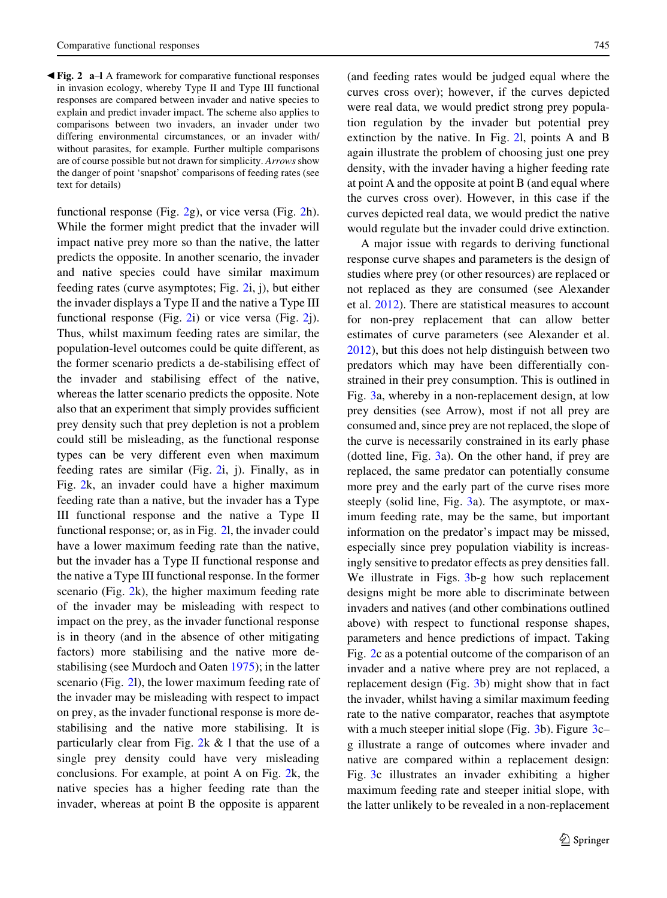◀ **Fig. 2** **a**–**l** A framework for comparative functional responses in invasion ecology, whereby Type II and Type III functional responses are compared between invader and native species to explain and predict invader impact. The scheme also applies to comparisons between two invaders, an invader under two differing environmental circumstances, or an invader with/without parasites, for example. Further multiple comparisons are of course possible but not drawn for simplicity. *Arrows* show the danger of point 'snapshot' comparisons of feeding rates (see text for details)

functional response (Fig. 2g), or vice versa (Fig. 2h). While the former might predict that the invader will impact native prey more so than the native, the latter predicts the opposite. In another scenario, the invader and native species could have similar maximum feeding rates (curve asymptotes; Fig. 2i, j), but either the invader displays a Type II and the native a Type III functional response (Fig. 2i) or vice versa (Fig. 2j). Thus, whilst maximum feeding rates are similar, the population-level outcomes could be quite different, as the former scenario predicts a de-stabilising effect of the invader and stabilising effect of the native, whereas the latter scenario predicts the opposite. Note also that an experiment that simply provides sufficient prey density such that prey depletion is not a problem could still be misleading, as the functional response types can be very different even when maximum feeding rates are similar (Fig. 2i, j). Finally, as in Fig. 2k, an invader could have a higher maximum feeding rate than a native, but the invader has a Type III functional response and the native a Type II functional response; or, as in Fig. 2l, the invader could have a lower maximum feeding rate than the native, but the invader has a Type II functional response and the native a Type III functional response. In the former scenario (Fig. 2k), the higher maximum feeding rate of the invader may be misleading with respect to impact on the prey, as the invader functional response is in theory (and in the absence of other mitigating factors) more stabilising and the native more de-stabilising (see Murdoch and Oaten 1975); in the latter scenario (Fig. 2l), the lower maximum feeding rate of the invader may be misleading with respect to impact on prey, as the invader functional response is more de-stabilising and the native more stabilising. It is particularly clear from Fig. 2k & l that the use of a single prey density could have very misleading conclusions. For example, at point A on Fig. 2k, the native species has a higher feeding rate than the invader, whereas at point B the opposite is apparent (and feeding rates would be judged equal where the curves cross over); however, if the curves depicted were real data, we would predict strong prey population regulation by the invader but potential prey extinction by the native. In Fig. 2l, points A and B again illustrate the problem of choosing just one prey density, with the invader having a higher feeding rate at point A and the opposite at point B (and equal where the curves cross over). However, in this case if the curves depicted real data, we would predict the native would regulate but the invader could drive extinction.

A major issue with regards to deriving functional response curve shapes and parameters is the design of studies where prey (or other resources) are replaced or not replaced as they are consumed (see Alexander et al. 2012). There are statistical measures to account for non-prey replacement that can allow better estimates of curve parameters (see Alexander et al. 2012), but this does not help distinguish between two predators which may have been differentially constrained in their prey consumption. This is outlined in Fig. 3a, whereby in a non-replacement design, at low prey densities (see Arrow), most if not all prey are consumed and, since prey are not replaced, the slope of the curve is necessarily constrained in its early phase (dotted line, Fig. 3a). On the other hand, if prey are replaced, the same predator can potentially consume more prey and the early part of the curve rises more steeply (solid line, Fig. 3a). The asymptote, or maximum feeding rate, may be the same, but important information on the predator's impact may be missed, especially since prey population viability is increasingly sensitive to predator effects as prey densities fall. We illustrate in Figs. 3b-g how such replacement designs might be more able to discriminate between invaders and natives (and other combinations outlined above) with respect to functional response shapes, parameters and hence predictions of impact. Taking Fig. 2c as a potential outcome of the comparison of an invader and a native where prey are not replaced, a replacement design (Fig. 3b) might show that in fact the invader, whilst having a similar maximum feeding rate to the native comparator, reaches that asymptote with a much steeper initial slope (Fig. 3b). Figure 3c–g illustrate a range of outcomes where invader and native are compared within a replacement design: Fig. 3c illustrates an invader exhibiting a higher maximum feeding rate and steeper initial slope, with the latter unlikely to be revealed in a non-replacement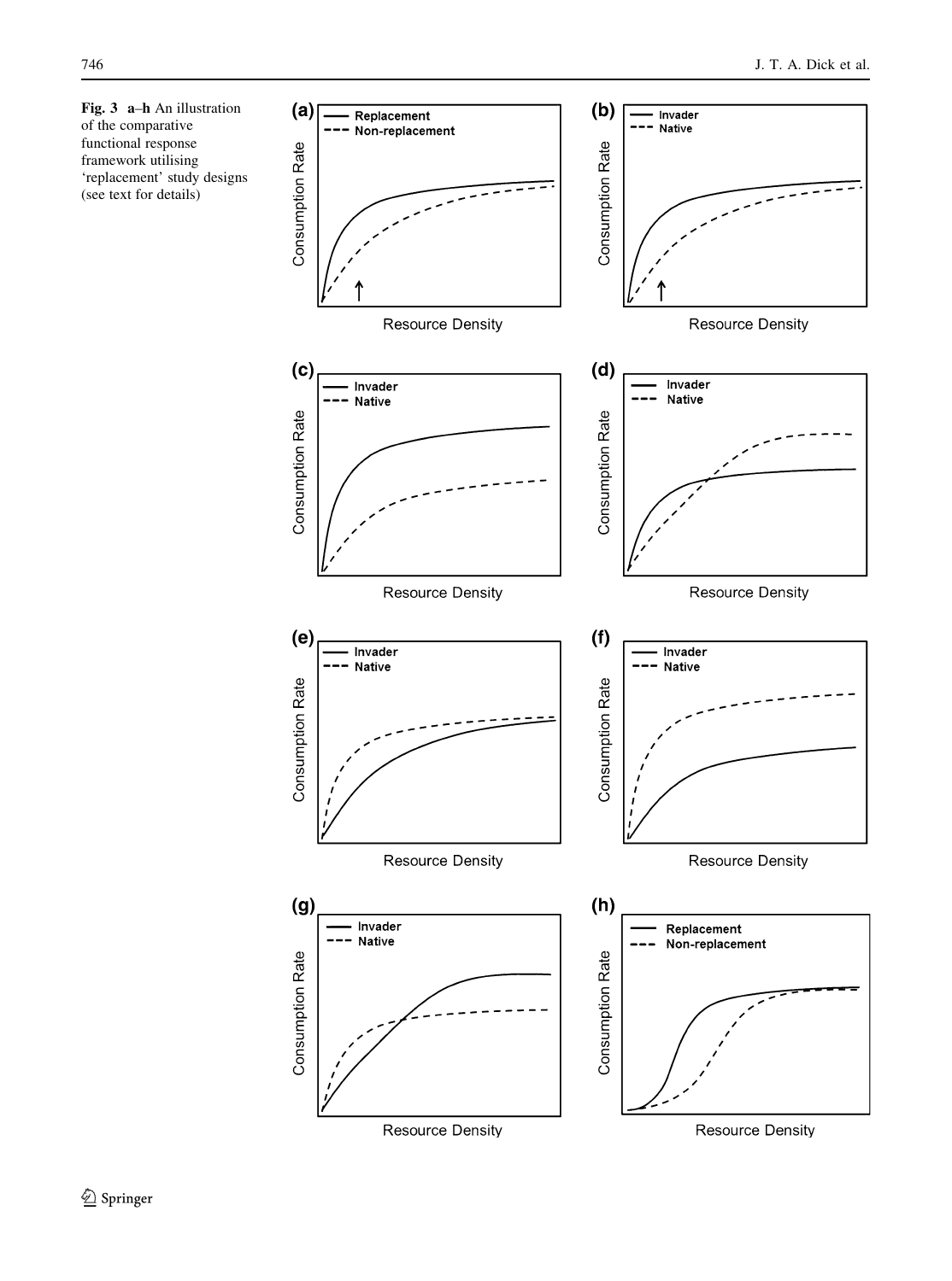**Fig. 3 a–h** An illustration of the comparative functional response framework utilising 'replacement' study designs (see text for details)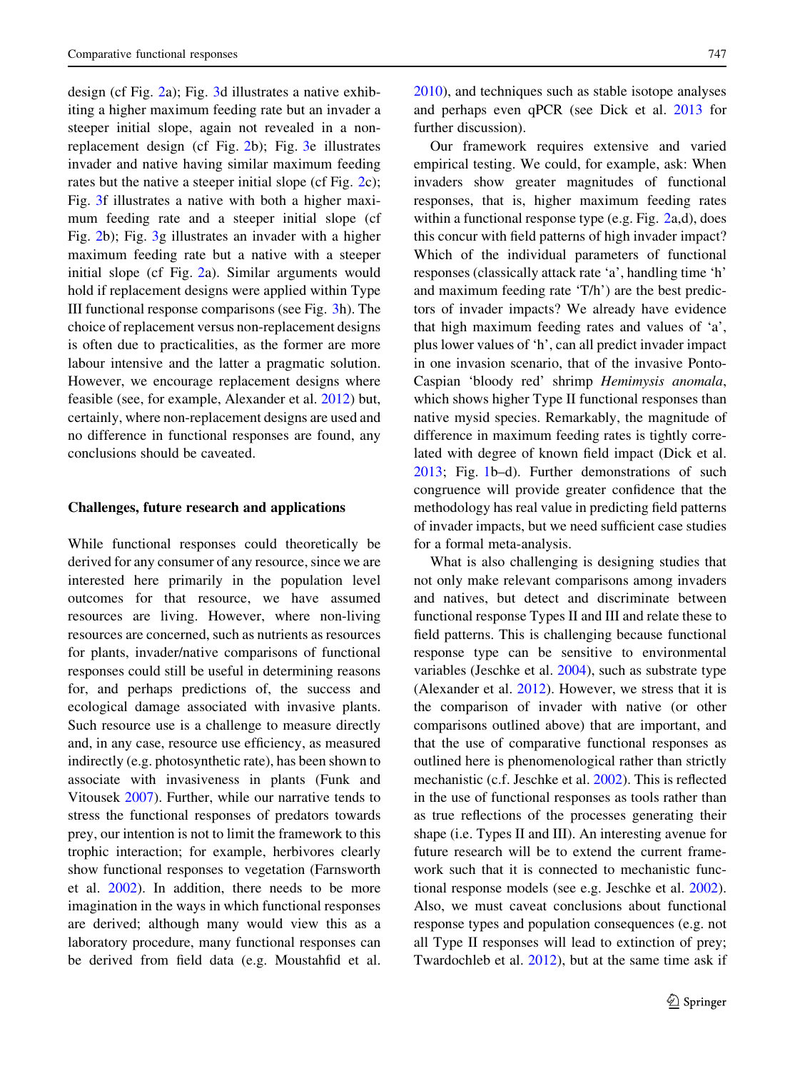design (cf Fig. 2a); Fig. 3d illustrates a native exhibiting a higher maximum feeding rate but an invader a steeper initial slope, again not revealed in a non-replacement design (cf Fig. 2b); Fig. 3e illustrates invader and native having similar maximum feeding rates but the native a steeper initial slope (cf Fig. 2c); Fig. 3f illustrates a native with both a higher maximum feeding rate and a steeper initial slope (cf Fig. 2b); Fig. 3g illustrates an invader with a higher maximum feeding rate but a native with a steeper initial slope (cf Fig. 2a). Similar arguments would hold if replacement designs were applied within Type III functional response comparisons (see Fig. 3h). The choice of replacement versus non-replacement designs is often due to practicalities, as the former are more labour intensive and the latter a pragmatic solution. However, we encourage replacement designs where feasible (see, for example, Alexander et al. 2012) but, certainly, where non-replacement designs are used and no difference in functional responses are found, any conclusions should be caveated.

## Challenges, future research and applications

While functional responses could theoretically be derived for any consumer of any resource, since we are interested here primarily in the population level outcomes for that resource, we have assumed resources are living. However, where non-living resources are concerned, such as nutrients as resources for plants, invader/native comparisons of functional responses could still be useful in determining reasons for, and perhaps predictions of, the success and ecological damage associated with invasive plants. Such resource use is a challenge to measure directly and, in any case, resource use efficiency, as measured indirectly (e.g. photosynthetic rate), has been shown to associate with invasiveness in plants (Funk and Vitousek 2007). Further, while our narrative tends to stress the functional responses of predators towards prey, our intention is not to limit the framework to this trophic interaction; for example, herbivores clearly show functional responses to vegetation (Farnsworth et al. 2002). In addition, there needs to be more imagination in the ways in which functional responses are derived; although many would view this as a laboratory procedure, many functional responses can be derived from field data (e.g. Moustahfid et al. 2010), and techniques such as stable isotope analyses and perhaps even qPCR (see Dick et al. 2013 for further discussion).

Our framework requires extensive and varied empirical testing. We could, for example, ask: When invaders show greater magnitudes of functional responses, that is, higher maximum feeding rates within a functional response type (e.g. Fig. 2a,d), does this concur with field patterns of high invader impact? Which of the individual parameters of functional responses (classically attack rate 'a', handling time 'h' and maximum feeding rate 'T/h') are the best predictors of invader impacts? We already have evidence that high maximum feeding rates and values of 'a', plus lower values of 'h', can all predict invader impact in one invasion scenario, that of the invasive Ponto-Caspian 'bloody red' shrimp *Hemimysis anomala*, which shows higher Type II functional responses than native mysid species. Remarkably, the magnitude of difference in maximum feeding rates is tightly correlated with degree of known field impact (Dick et al. 2013; Fig. 1b–d). Further demonstrations of such congruence will provide greater confidence that the methodology has real value in predicting field patterns of invader impacts, but we need sufficient case studies for a formal meta-analysis.

What is also challenging is designing studies that not only make relevant comparisons among invaders and natives, but detect and discriminate between functional response Types II and III and relate these to field patterns. This is challenging because functional response type can be sensitive to environmental variables (Jeschke et al. 2004), such as substrate type (Alexander et al. 2012). However, we stress that it is the comparison of invader with native (or other comparisons outlined above) that are important, and that the use of comparative functional responses as outlined here is phenomenological rather than strictly mechanistic (c.f. Jeschke et al. 2002). This is reflected in the use of functional responses as tools rather than as true reflections of the processes generating their shape (i.e. Types II and III). An interesting avenue for future research will be to extend the current framework such that it is connected to mechanistic functional response models (see e.g. Jeschke et al. 2002). Also, we must caveat conclusions about functional response types and population consequences (e.g. not all Type II responses will lead to extinction of prey; Twardochleb et al. 2012), but at the same time ask if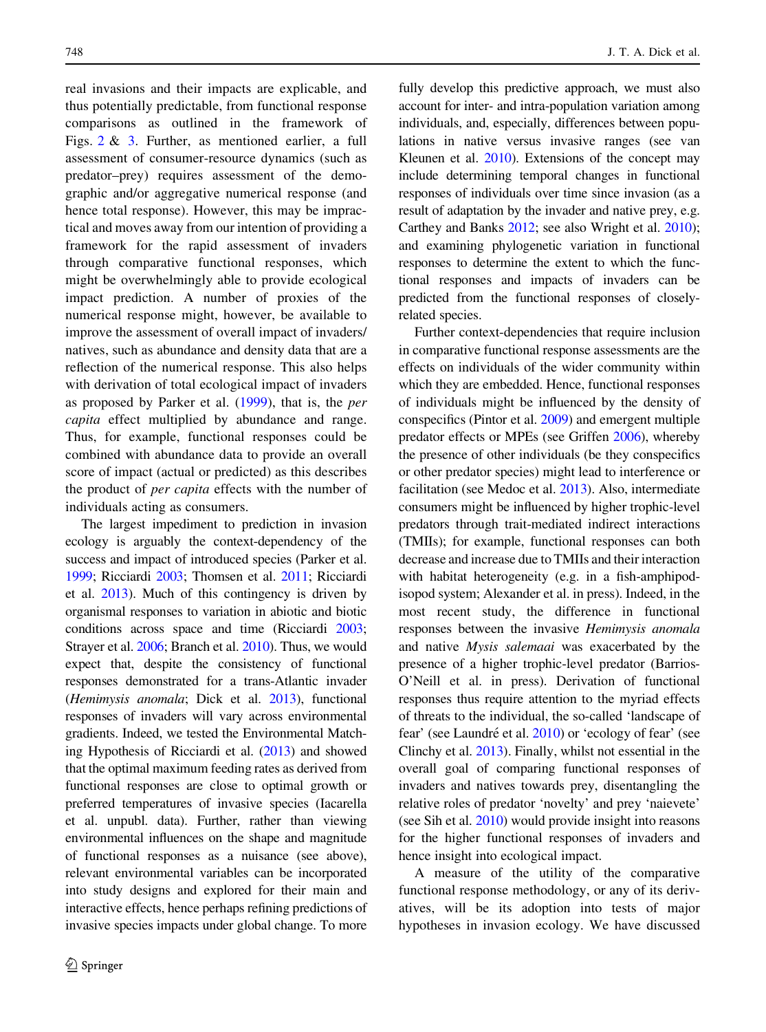real invasions and their impacts are explicable, and thus potentially predictable, from functional response comparisons as outlined in the framework of Figs. 2 & 3. Further, as mentioned earlier, a full assessment of consumer-resource dynamics (such as predator–prey) requires assessment of the demographic and/or aggregative numerical response (and hence total response). However, this may be impractical and moves away from our intention of providing a framework for the rapid assessment of invaders through comparative functional responses, which might be overwhelmingly able to provide ecological impact prediction. A number of proxies of the numerical response might, however, be available to improve the assessment of overall impact of invaders/natives, such as abundance and density data that are a reflection of the numerical response. This also helps with derivation of total ecological impact of invaders as proposed by Parker et al. (1999), that is, the *per capita* effect multiplied by abundance and range. Thus, for example, functional responses could be combined with abundance data to provide an overall score of impact (actual or predicted) as this describes the product of *per capita* effects with the number of individuals acting as consumers.

The largest impediment to prediction in invasion ecology is arguably the context-dependency of the success and impact of introduced species (Parker et al. 1999; Ricciardi 2003; Thomsen et al. 2011; Ricciardi et al. 2013). Much of this contingency is driven by organismal responses to variation in abiotic and biotic conditions across space and time (Ricciardi 2003; Strayer et al. 2006; Branch et al. 2010). Thus, we would expect that, despite the consistency of functional responses demonstrated for a trans-Atlantic invader (*Hemimysis anomala*; Dick et al. 2013), functional responses of invaders will vary across environmental gradients. Indeed, we tested the Environmental Matching Hypothesis of Ricciardi et al. (2013) and showed that the optimal maximum feeding rates as derived from functional responses are close to optimal growth or preferred temperatures of invasive species (Iacarella et al. unpubl. data). Further, rather than viewing environmental influences on the shape and magnitude of functional responses as a nuisance (see above), relevant environmental variables can be incorporated into study designs and explored for their main and interactive effects, hence perhaps refining predictions of invasive species impacts under global change. To more fully develop this predictive approach, we must also account for inter- and intra-population variation among individuals, and, especially, differences between populations in native versus invasive ranges (see van Kleunen et al. 2010). Extensions of the concept may include determining temporal changes in functional responses of individuals over time since invasion (as a result of adaptation by the invader and native prey, e.g. Carthey and Banks 2012; see also Wright et al. 2010); and examining phylogenetic variation in functional responses to determine the extent to which the functional responses and impacts of invaders can be predicted from the functional responses of closely-related species.

Further context-dependencies that require inclusion in comparative functional response assessments are the effects on individuals of the wider community within which they are embedded. Hence, functional responses of individuals might be influenced by the density of conspecifics (Pintor et al. 2009) and emergent multiple predator effects or MPEs (see Griffen 2006), whereby the presence of other individuals (be they conspecifics or other predator species) might lead to interference or facilitation (see Medoc et al. 2013). Also, intermediate consumers might be influenced by higher trophic-level predators through trait-mediated indirect interactions (TMIIs); for example, functional responses can both decrease and increase due to TMIIs and their interaction with habitat heterogeneity (e.g. in a fish-amphipod-isopod system; Alexander et al. in press). Indeed, in the most recent study, the difference in functional responses between the invasive *Hemimysis anomala* and native *Mysis salemaai* was exacerbated by the presence of a higher trophic-level predator (Barrios-O'Neill et al. in press). Derivation of functional responses thus require attention to the myriad effects of threats to the individual, the so-called 'landscape of fear' (see Laundré et al. 2010) or 'ecology of fear' (see Clinchy et al. 2013). Finally, whilst not essential in the overall goal of comparing functional responses of invaders and natives towards prey, disentangling the relative roles of predator 'novelty' and prey 'naievete' (see Sih et al. 2010) would provide insight into reasons for the higher functional responses of invaders and hence insight into ecological impact.

A measure of the utility of the comparative functional response methodology, or any of its derivatives, will be its adoption into tests of major hypotheses in invasion ecology. We have discussed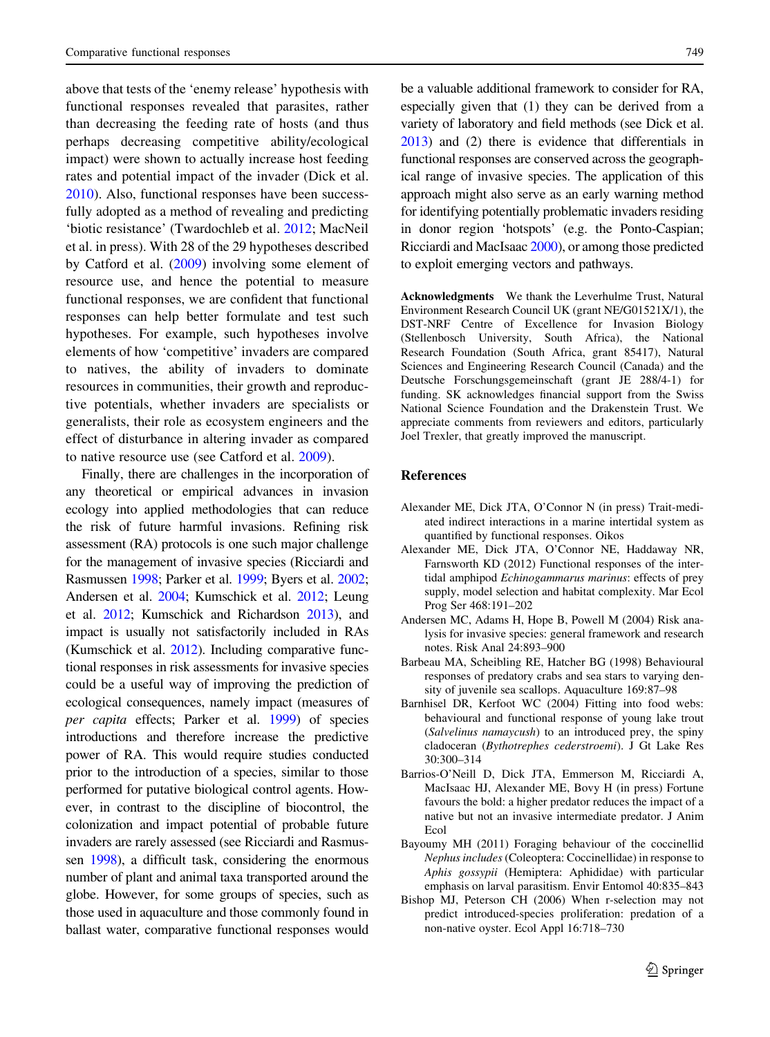above that tests of the 'enemy release' hypothesis with functional responses revealed that parasites, rather than decreasing the feeding rate of hosts (and thus perhaps decreasing competitive ability/ecological impact) were shown to actually increase host feeding rates and potential impact of the invader (Dick et al. 2010). Also, functional responses have been successfully adopted as a method of revealing and predicting 'biotic resistance' (Twardochleb et al. 2012; MacNeil et al. in press). With 28 of the 29 hypotheses described by Catford et al. (2009) involving some element of resource use, and hence the potential to measure functional responses, we are confident that functional responses can help better formulate and test such hypotheses. For example, such hypotheses involve elements of how 'competitive' invaders are compared to natives, the ability of invaders to dominate resources in communities, their growth and reproductive potentials, whether invaders are specialists or generalists, their role as ecosystem engineers and the effect of disturbance in altering invader as compared to native resource use (see Catford et al. 2009).

Finally, there are challenges in the incorporation of any theoretical or empirical advances in invasion ecology into applied methodologies that can reduce the risk of future harmful invasions. Refining risk assessment (RA) protocols is one such major challenge for the management of invasive species (Ricciardi and Rasmussen 1998; Parker et al. 1999; Byers et al. 2002; Andersen et al. 2004; Kumschick et al. 2012; Leung et al. 2012; Kumschick and Richardson 2013), and impact is usually not satisfactorily included in RAs (Kumschick et al. 2012). Including comparative functional responses in risk assessments for invasive species could be a useful way of improving the prediction of ecological consequences, namely impact (measures of *per capita* effects; Parker et al. 1999) of species introductions and therefore increase the predictive power of RA. This would require studies conducted prior to the introduction of a species, similar to those performed for putative biological control agents. However, in contrast to the discipline of biocontrol, the colonization and impact potential of probable future invaders are rarely assessed (see Ricciardi and Rasmussen 1998), a difficult task, considering the enormous number of plant and animal taxa transported around the globe. However, for some groups of species, such as those used in aquaculture and those commonly found in ballast water, comparative functional responses would be a valuable additional framework to consider for RA, especially given that (1) they can be derived from a variety of laboratory and field methods (see Dick et al. 2013) and (2) there is evidence that differentials in functional responses are conserved across the geographical range of invasive species. The application of this approach might also serve as an early warning method for identifying potentially problematic invaders residing in donor region 'hotspots' (e.g. the Ponto-Caspian; Ricciardi and MacIsaac 2000), or among those predicted to exploit emerging vectors and pathways.

**Acknowledgments** We thank the Leverhulme Trust, Natural Environment Research Council UK (grant NE/G01521X/1), the DST-NRF Centre of Excellence for Invasion Biology (Stellenbosch University, South Africa), the National Research Foundation (South Africa, grant 85417), Natural Sciences and Engineering Research Council (Canada) and the Deutsche Forschungsgemeinschaft (grant JE 288/4-1) for funding. SK acknowledges financial support from the Swiss National Science Foundation and the Drakenstein Trust. We appreciate comments from reviewers and editors, particularly Joel Trexler, that greatly improved the manuscript.

## References

Alexander ME, Dick JTA, O'Connor N (in press) Trait-mediated indirect interactions in a marine intertidal system as quantified by functional responses. Oikos

Alexander ME, Dick JTA, O'Connor NE, Haddaway NR, Farnsworth KD (2012) Functional responses of the intertidal amphipod *Echinogammarus marinus*: effects of prey supply, model selection and habitat complexity. Mar Ecol Prog Ser 468:191–202

Andersen MC, Adams H, Hope B, Powell M (2004) Risk analysis for invasive species: general framework and research notes. Risk Anal 24:893–900

Barbeau MA, Scheibling RE, Hatcher BG (1998) Behavioural responses of predatory crabs and sea stars to varying density of juvenile sea scallops. Aquaculture 169:87–98

Barnhisel DR, Kerfoot WC (2004) Fitting into food webs: behavioural and functional response of young lake trout (*Salvelinus namaycush*) to an introduced prey, the spiny cladoceran (*Bythotrephes cederstroemi*). J Gt Lake Res 30:300–314

Barrios-O'Neill D, Dick JTA, Emmerson M, Ricciardi A, MacIsaac HJ, Alexander ME, Bovy H (in press) Fortune favours the bold: a higher predator reduces the impact of a native but not an invasive intermediate predator. J Anim Ecol

Bayoumy MH (2011) Foraging behaviour of the coccinellid *Nephus includes* (Coleoptera: Coccinellidae) in response to *Aphis gossypii* (Hemiptera: Aphididae) with particular emphasis on larval parasitism. Envir Entomol 40:835–843

Bishop MJ, Peterson CH (2006) When r-selection may not predict introduced-species proliferation: predation of a non-native oyster. Ecol Appl 16:718–730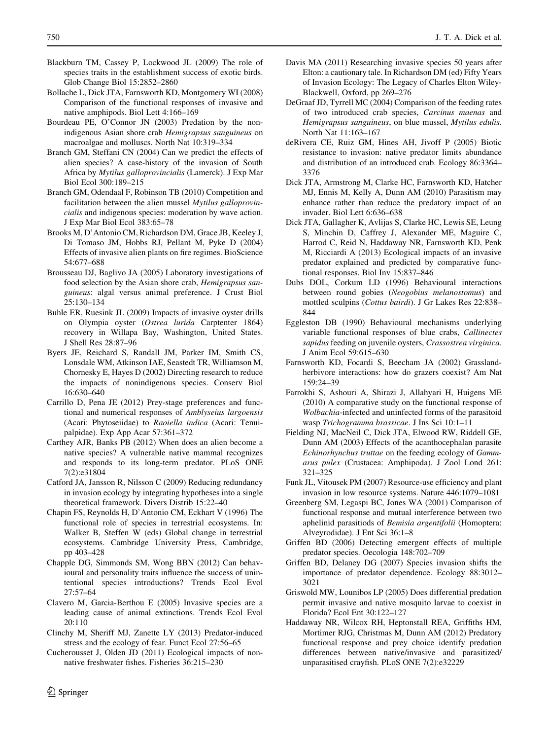Blackburn TM, Cassey P, Lockwood JL (2009) The role of species traits in the establishment success of exotic birds. Glob Change Biol 15:2852–2860

Bollache L, Dick JTA, Farnsworth KD, Montgomery WI (2008) Comparison of the functional responses of invasive and native amphipods. Biol Lett 4:166–169

Bourdeau PE, O'Connor JN (2003) Predation by the non-indigenous Asian shore crab *Hemigrapsus sanguineus* on macroalgae and molluscs. North Nat 10:319–334

Branch GM, Steffani CN (2004) Can we predict the effects of alien species? A case-history of the invasion of South Africa by *Mytilus galloprovincialis* (Lamerck). J Exp Mar Biol Ecol 300:189–215

Branch GM, Odendaal F, Robinson TB (2010) Competition and facilitation between the alien mussel *Mytilus galloprovincialis* and indigenous species: moderation by wave action. J Exp Mar Biol Ecol 383:65–78

Brooks M, D'Antonio CM, Richardson DM, Grace JB, Keeley J, Di Tomaso JM, Hobbs RJ, Pellant M, Pyke D (2004) Effects of invasive alien plants on fire regimes. BioScience 54:677–688

Brousseau DJ, Baglivo JA (2005) Laboratory investigations of food selection by the Asian shore crab, *Hemigrapsus sanguineus*: algal versus animal preference. J Crust Biol 25:130–134

Buhle ER, Ruesink JL (2009) Impacts of invasive oyster drills on Olympia oyster (*Ostrea lurida* Carptenter 1864) recovery in Willapa Bay, Washington, United States. J Shell Res 28:87–96

Byers JE, Reichard S, Randall JM, Parker IM, Smith CS, Lonsdale WM, Atkinson IAE, Seastedt TR, Williamson M, Chornesky E, Hayes D (2002) Directing research to reduce the impacts of nonindigenous species. Conserv Biol 16:630–640

Carrillo D, Pena JE (2012) Prey-stage preferences and functional and numerical responses of *Amblyseius largoensis* (Acari: Phytoseiidae) to *Raoiella indica* (Acari: Tenuipalpidae). Exp App Acar 57:361–372

Carthey AJR, Banks PB (2012) When does an alien become a native species? A vulnerable native mammal recognizes and responds to its long-term predator. PLoS ONE 7(2):e31804

Catford JA, Jansson R, Nilsson C (2009) Reducing redundancy in invasion ecology by integrating hypotheses into a single theoretical framework. Divers Distrib 15:22–40

Chapin FS, Reynolds H, D'Antonio CM, Eckhart V (1996) The functional role of species in terrestrial ecosystems. In: Walker B, Steffen W (eds) Global change in terrestrial ecosystems. Cambridge University Press, Cambridge, pp 403–428

Chapple DG, Simmonds SM, Wong BBN (2012) Can behavioural and personality traits influence the success of unintentional species introductions? Trends Ecol Evol 27:57–64

Clavero M, Garcia-Berthou E (2005) Invasive species are a leading cause of animal extinctions. Trends Ecol Evol 20:110

Clinchy M, Sheriff MJ, Zanette LY (2013) Predator-induced stress and the ecology of fear. Funct Ecol 27:56–65

Cucherousset J, Olden JD (2011) Ecological impacts of non-native freshwater fishes. Fisheries 36:215–230

Davis MA (2011) Researching invasive species 50 years after Elton: a cautionary tale. In Richardson DM (ed) Fifty Years of Invasion Ecology: The Legacy of Charles Elton Wiley-Blackwell, Oxford, pp 269–276

DeGraaf JD, Tyrrell MC (2004) Comparison of the feeding rates of two introduced crab species, *Carcinus maenas* and *Hemigrapsus sanguineus*, on blue mussel, *Mytilus edulis*. North Nat 11:163–167

deRivera CE, Ruiz GM, Hines AH, Jivoff P (2005) Biotic resistance to invasion: native predator limits abundance and distribution of an introduced crab. Ecology 86:3364–3376

Dick JTA, Armstrong M, Clarke HC, Farnsworth KD, Hatcher MJ, Ennis M, Kelly A, Dunn AM (2010) Parasitism may enhance rather than reduce the predatory impact of an invader. Biol Lett 6:636–638

Dick JTA, Gallagher K, Avlijas S, Clarke HC, Lewis SE, Leung S, Minchin D, Caffrey J, Alexander ME, Maguire C, Harrod C, Reid N, Haddaway NR, Farnsworth KD, Penk M, Ricciardi A (2013) Ecological impacts of an invasive predator explained and predicted by comparative functional responses. Biol Inv 15:837–846

Dubs DOL, Corkum LD (1996) Behavioural interactions between round gobies (*Neogobius melanostomus*) and mottled sculpins (*Cottus bairdi*). J Gr Lakes Res 22:838–844

Eggleston DB (1990) Behavioural mechanisms underlying variable functional responses of blue crabs, *Callinectes sapidus* feeding on juvenile oysters, *Crassostrea virginica*. J Anim Ecol 59:615–630

Farnsworth KD, Focardi S, Beecham JA (2002) Grassland-herbivore interactions: how do grazers coexist? Am Nat 159:24–39

Farrokhi S, Ashouri A, Shirazi J, Allahyari H, Huigens ME (2010) A comparative study on the functional response of *Wolbachia*-infected and uninfected forms of the parasitoid wasp *Trichogramma brassicae*. J Ins Sci 10:1–11

Fielding NJ, MacNeil C, Dick JTA, Elwood RW, Riddell GE, Dunn AM (2003) Effects of the acanthocephalan parasite *Echinorhynchus truttae* on the feeding ecology of *Gammarus pulex* (Crustacea: Amphipoda). J Zool Lond 261: 321–325

Funk JL, Vitousek PM (2007) Resource-use efficiency and plant invasion in low resource systems. Nature 446:1079–1081

Greenberg SM, Legaspi BC, Jones WA (2001) Comparison of functional response and mutual interference between two aphelinid parasitiods of *Bemisia argentifolii* (Homoptera: Alveyrodidae). J Ent Sci 36:1–8

Griffen BD (2006) Detecting emergent effects of multiple predator species. Oecologia 148:702–709

Griffen BD, Delaney DG (2007) Species invasion shifts the importance of predator dependence. Ecology 88:3012–3021

Griswold MW, Lounibos LP (2005) Does differential predation permit invasive and native mosquito larvae to coexist in Florida? Ecol Ent 30:122–127

Haddaway NR, Wilcox RH, Heptonstall REA, Griffiths HM, Mortimer RJG, Christmas M, Dunn AM (2012) Predatory functional response and prey choice identify predation differences between native/invasive and parasitized/unparasitised crayfish. PLoS ONE 7(2):e32229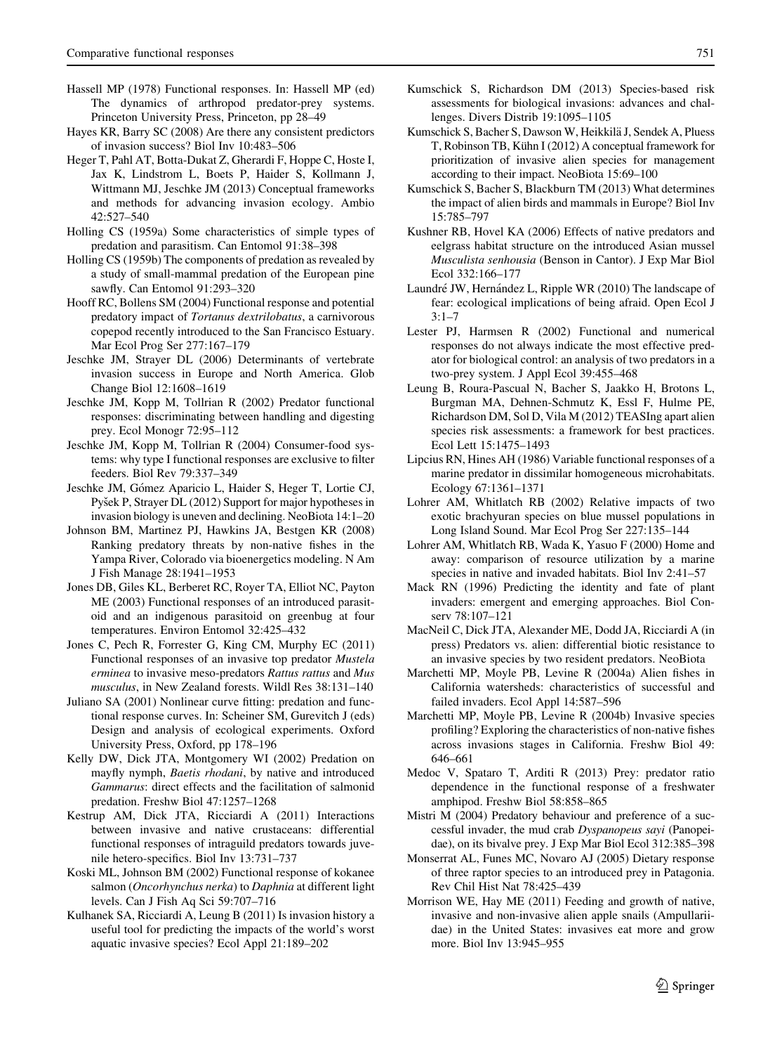Hassell MP (1978) Functional responses. In: Hassell MP (ed) The dynamics of arthropod predator-prey systems. Princeton University Press, Princeton, pp 28–49

Hayes KR, Barry SC (2008) Are there any consistent predictors of invasion success? Biol Inv 10:483–506

Heger T, Pahl AT, Botta-Dukat Z, Gherardi F, Hoppe C, Hoste I, Jax K, Lindstrom L, Boets P, Haider S, Kollmann J, Wittmann MJ, Jeschke JM (2013) Conceptual frameworks and methods for advancing invasion ecology. Ambio 42:527–540

Holling CS (1959a) Some characteristics of simple types of predation and parasitism. Can Entomol 91:38–398

Holling CS (1959b) The components of predation as revealed by a study of small-mammal predation of the European pine sawfly. Can Entomol 91:293–320

Hooff RC, Bollens SM (2004) Functional response and potential predatory impact of *Tortanus dextrilobatus*, a carnivorous copepod recently introduced to the San Francisco Estuary. Mar Ecol Prog Ser 277:167–179

Jeschke JM, Strayer DL (2006) Determinants of vertebrate invasion success in Europe and North America. Glob Change Biol 12:1608–1619

Jeschke JM, Kopp M, Tollrian R (2002) Predator functional responses: discriminating between handling and digesting prey. Ecol Monogr 72:95–112

Jeschke JM, Kopp M, Tollrian R (2004) Consumer-food systems: why type I functional responses are exclusive to filter feeders. Biol Rev 79:337–349

Jeschke JM, Gómez Aparicio L, Haider S, Heger T, Lortie CJ, Pyšek P, Strayer DL (2012) Support for major hypotheses in invasion biology is uneven and declining. NeoBiota 14:1–20

Johnson BM, Martinez PJ, Hawkins JA, Bestgen KR (2008) Ranking predatory threats by non-native fishes in the Yampa River, Colorado via bioenergetics modeling. N Am J Fish Manage 28:1941–1953

Jones DB, Giles KL, Berberet RC, Royer TA, Elliot NC, Payton ME (2003) Functional responses of an introduced parasitoid and an indigenous parasitoid on greenbug at four temperatures. Environ Entomol 32:425–432

Jones C, Pech R, Forrester G, King CM, Murphy EC (2011) Functional responses of an invasive top predator *Mustela erminea* to invasive meso-predators *Rattus rattus* and *Mus musculus*, in New Zealand forests. Wildl Res 38:131–140

Juliano SA (2001) Nonlinear curve fitting: predation and functional response curves. In: Scheiner SM, Gurevitch J (eds) Design and analysis of ecological experiments. Oxford University Press, Oxford, pp 178–196

Kelly DW, Dick JTA, Montgomery WI (2002) Predation on mayfly nymph, *Baetis rhodani*, by native and introduced *Gammarus*: direct effects and the facilitation of salmonid predation. Freshw Biol 47:1257–1268

Kestrup AM, Dick JTA, Ricciardi A (2011) Interactions between invasive and native crustaceans: differential functional responses of intraguild predators towards juvenile hetero-specifics. Biol Inv 13:731–737

Koski ML, Johnson BM (2002) Functional response of kokanee salmon (*Oncorhynchus nerka*) to *Daphnia* at different light levels. Can J Fish Aq Sci 59:707–716

Kulhanek SA, Ricciardi A, Leung B (2011) Is invasion history a useful tool for predicting the impacts of the world's worst aquatic invasive species? Ecol Appl 21:189–202

Kumschick S, Richardson DM (2013) Species-based risk assessments for biological invasions: advances and challenges. Divers Distrib 19:1095–1105

Kumschick S, Bacher S, Dawson W, Heikkilä J, Sendek A, Pluess T, Robinson TB, Kühn I (2012) A conceptual framework for prioritization of invasive alien species for management according to their impact. NeoBiota 15:69–100

Kumschick S, Bacher S, Blackburn TM (2013) What determines the impact of alien birds and mammals in Europe? Biol Inv 15:785–797

Kushner RB, Hovel KA (2006) Effects of native predators and eelgrass habitat structure on the introduced Asian mussel *Musculista senhousia* (Benson in Cantor). J Exp Mar Biol Ecol 332:166–177

Laundré JW, Hernández L, Ripple WR (2010) The landscape of fear: ecological implications of being afraid. Open Ecol J 3:1–7

Lester PJ, Harmsen R (2002) Functional and numerical responses do not always indicate the most effective predator for biological control: an analysis of two predators in a two-prey system. J Appl Ecol 39:455–468

Leung B, Roura-Pascual N, Bacher S, Jaakko H, Brotons L, Burgman MA, Dehnen-Schmutz K, Essl F, Hulme PE, Richardson DM, Sol D, Vila M (2012) TEASIng apart alien species risk assessments: a framework for best practices. Ecol Lett 15:1475–1493

Lipcius RN, Hines AH (1986) Variable functional responses of a marine predator in dissimilar homogeneous microhabitats. Ecology 67:1361–1371

Lohrer AM, Whitlatch RB (2002) Relative impacts of two exotic brachyuran species on blue mussel populations in Long Island Sound. Mar Ecol Prog Ser 227:135–144

Lohrer AM, Whitlatch RB, Wada K, Yasuo F (2000) Home and away: comparison of resource utilization by a marine species in native and invaded habitats. Biol Inv 2:41–57

Mack RN (1996) Predicting the identity and fate of plant invaders: emergent and emerging approaches. Biol Conserv 78:107–121

MacNeil C, Dick JTA, Alexander ME, Dodd JA, Ricciardi A (in press) Predators vs. alien: differential biotic resistance to an invasive species by two resident predators. NeoBiota

Marchetti MP, Moyle PB, Levine R (2004a) Alien fishes in California watersheds: characteristics of successful and failed invaders. Ecol Appl 14:587–596

Marchetti MP, Moyle PB, Levine R (2004b) Invasive species profiling? Exploring the characteristics of non-native fishes across invasions stages in California. Freshw Biol 49: 646–661

Medoc V, Spataro T, Arditi R (2013) Prey: predator ratio dependence in the functional response of a freshwater amphipod. Freshw Biol 58:858–865

Mistri M (2004) Predatory behaviour and preference of a successful invader, the mud crab *Dyspanopeus sayi* (Panopeidae), on its bivalve prey. J Exp Mar Biol Ecol 312:385–398

Monserrat AL, Funes MC, Novaro AJ (2005) Dietary response of three raptor species to an introduced prey in Patagonia. Rev Chil Hist Nat 78:425–439

Morrison WE, Hay ME (2011) Feeding and growth of native, invasive and non-invasive alien apple snails (Ampullariidae) in the United States: invasives eat more and grow more. Biol Inv 13:945–955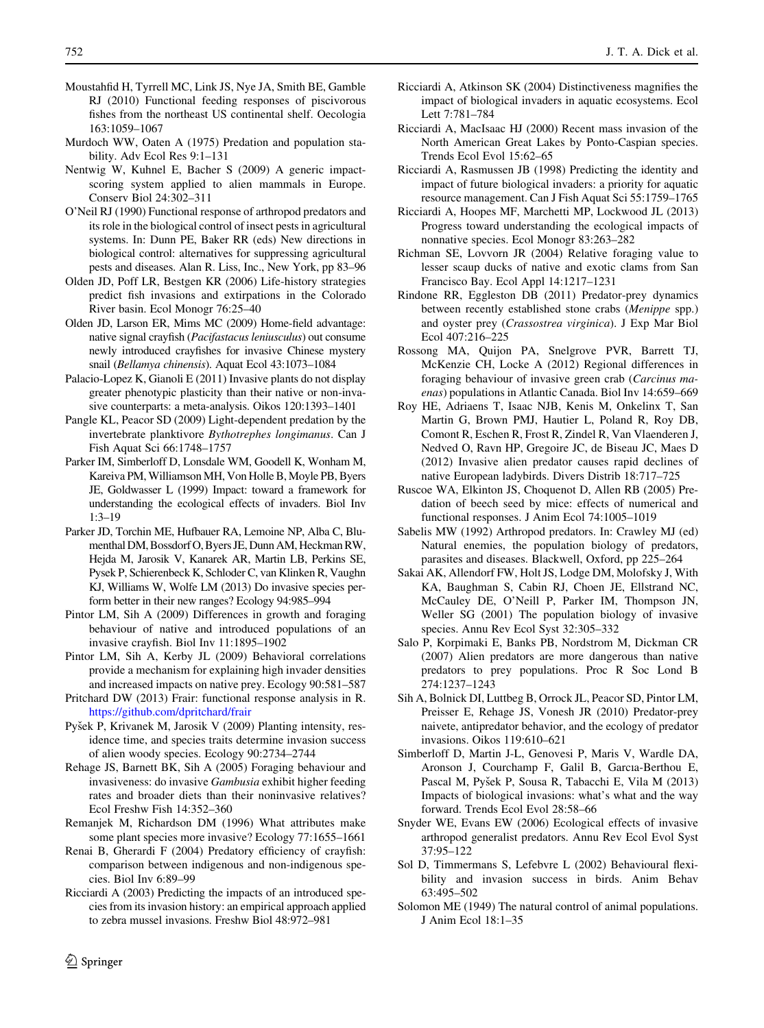Moustahfid H, Tyrrell MC, Link JS, Nye JA, Smith BE, Gamble RJ (2010) Functional feeding responses of piscivorous fishes from the northeast US continental shelf. Oecologia 163:1059–1067

Murdoch WW, Oaten A (1975) Predation and population stability. Adv Ecol Res 9:1–131

Nentwig W, Kuhnel E, Bacher S (2009) A generic impact-scoring system applied to alien mammals in Europe. Conserv Biol 24:302–311

O'Neil RJ (1990) Functional response of arthropod predators and its role in the biological control of insect pests in agricultural systems. In: Dunn PE, Baker RR (eds) New directions in biological control: alternatives for suppressing agricultural pests and diseases. Alan R. Liss, Inc., New York, pp 83–96

Olden JD, Poff LR, Bestgen KR (2006) Life-history strategies predict fish invasions and extirpations in the Colorado River basin. Ecol Monogr 76:25–40

Olden JD, Larson ER, Mims MC (2009) Home-field advantage: native signal crayfish (*Pacifastacus leniusculus*) out consume newly introduced crayfishes for invasive Chinese mystery snail (*Bellamya chinensis*). Aquat Ecol 43:1073–1084

Palacio-Lopez K, Gianoli E (2011) Invasive plants do not display greater phenotypic plasticity than their native or non-invasive counterparts: a meta-analysis. Oikos 120:1393–1401

Pangle KL, Peacor SD (2009) Light-dependent predation by the invertebrate planktivore *Bythotrephes longimanus*. Can J Fish Aquat Sci 66:1748–1757

Parker IM, Simberloff D, Lonsdale WM, Goodell K, Wonham M, Kareiva PM, Williamson MH, Von Holle B, Moyle PB, Byers JE, Goldwasser L (1999) Impact: toward a framework for understanding the ecological effects of invaders. Biol Inv 1:3–19

Parker JD, Torchin ME, Hufbauer RA, Lemoine NP, Alba C, Blumenthal DM, Bossdorf O, Byers JE, Dunn AM, Heckman RW, Hejda M, Jarosik V, Kanarek AR, Martin LB, Perkins SE, Pysek P, Schierenbeck K, Schloder C, van Klinken R, Vaughn KJ, Williams W, Wolfe LM (2013) Do invasive species perform better in their new ranges? Ecology 94:985–994

Pintor LM, Sih A (2009) Differences in growth and foraging behaviour of native and introduced populations of an invasive crayfish. Biol Inv 11:1895–1902

Pintor LM, Sih A, Kerby JL (2009) Behavioral correlations provide a mechanism for explaining high invader densities and increased impacts on native prey. Ecology 90:581–587

Pritchard DW (2013) Frair: functional response analysis in R. https://github.com/dpritchard/frair

Pyšek P, Krivanek M, Jarosik V (2009) Planting intensity, residence time, and species traits determine invasion success of alien woody species. Ecology 90:2734–2744

Rehage JS, Barnett BK, Sih A (2005) Foraging behaviour and invasiveness: do invasive *Gambusia* exhibit higher feeding rates and broader diets than their noninvasive relatives? Ecol Freshw Fish 14:352–360

Remanjek M, Richardson DM (1996) What attributes make some plant species more invasive? Ecology 77:1655–1661

Renai B, Gherardi F (2004) Predatory efficiency of crayfish: comparison between indigenous and non-indigenous species. Biol Inv 6:89–99

Ricciardi A (2003) Predicting the impacts of an introduced species from its invasion history: an empirical approach applied to zebra mussel invasions. Freshw Biol 48:972–981

Ricciardi A, Atkinson SK (2004) Distinctiveness magnifies the impact of biological invaders in aquatic ecosystems. Ecol Lett 7:781–784

Ricciardi A, MacIsaac HJ (2000) Recent mass invasion of the North American Great Lakes by Ponto-Caspian species. Trends Ecol Evol 15:62–65

Ricciardi A, Rasmussen JB (1998) Predicting the identity and impact of future biological invaders: a priority for aquatic resource management. Can J Fish Aquat Sci 55:1759–1765

Ricciardi A, Hoopes MF, Marchetti MP, Lockwood JL (2013) Progress toward understanding the ecological impacts of nonnative species. Ecol Monogr 83:263–282

Richman SE, Lovvorn JR (2004) Relative foraging value to lesser scaup ducks of native and exotic clams from San Francisco Bay. Ecol Appl 14:1217–1231

Rindone RR, Eggleston DB (2011) Predator-prey dynamics between recently established stone crabs (*Menippe* spp.) and oyster prey (*Crassostrea virginica*). J Exp Mar Biol Ecol 407:216–225

Rossong MA, Quijon PA, Snelgrove PVR, Barrett TJ, McKenzie CH, Locke A (2012) Regional differences in foraging behaviour of invasive green crab (*Carcinus maenas*) populations in Atlantic Canada. Biol Inv 14:659–669

Roy HE, Adriaens T, Isaac NJB, Kenis M, Onkelinx T, San Martin G, Brown PMJ, Hautier L, Poland R, Roy DB, Comont R, Eschen R, Frost R, Zindel R, Van Vlaenderen J, Nedved O, Ravn HP, Gregoire JC, de Biseau JC, Maes D (2012) Invasive alien predator causes rapid declines of native European ladybirds. Divers Distrib 18:717–725

Ruscoe WA, Elkinton JS, Choquenot D, Allen RB (2005) Predation of beech seed by mice: effects of numerical and functional responses. J Anim Ecol 74:1005–1019

Sabelis MW (1992) Arthropod predators. In: Crawley MJ (ed) Natural enemies, the population biology of predators, parasites and diseases. Blackwell, Oxford, pp 225–264

Sakai AK, Allendorf FW, Holt JS, Lodge DM, Molofsky J, With KA, Baughman S, Cabin RJ, Choen JE, Ellstrand NC, McCauley DE, O'Neill P, Parker IM, Thompson JN, Weller SG (2001) The population biology of invasive species. Annu Rev Ecol Syst 32:305–332

Salo P, Korpimaki E, Banks PB, Nordstrom M, Dickman CR (2007) Alien predators are more dangerous than native predators to prey populations. Proc R Soc Lond B 274:1237–1243

Sih A, Bolnick DI, Luttbeg B, Orrock JL, Peacor SD, Pintor LM, Preisser E, Rehage JS, Vonesh JR (2010) Predator-prey naivete, antipredator behavior, and the ecology of predator invasions. Oikos 119:610–621

Simberloff D, Martin J-L, Genovesi P, Maris V, Wardle DA, Aronson J, Courchamp F, Galil B, Garcıa-Berthou E, Pascal M, Pyšek P, Sousa R, Tabacchi E, Vila M (2013) Impacts of biological invasions: what's what and the way forward. Trends Ecol Evol 28:58–66

Snyder WE, Evans EW (2006) Ecological effects of invasive arthropod generalist predators. Annu Rev Ecol Evol Syst 37:95–122

Sol D, Timmermans S, Lefebvre L (2002) Behavioural flexibility and invasion success in birds. Anim Behav 63:495–502

Solomon ME (1949) The natural control of animal populations. J Anim Ecol 18:1–35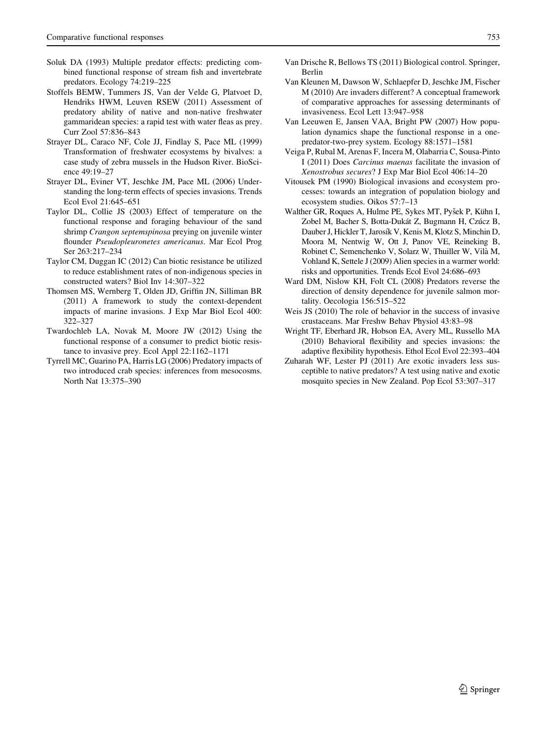Soluk DA (1993) Multiple predator effects: predicting combined functional response of stream fish and invertebrate predators. Ecology 74:219–225

Stoffels BEMW, Tummers JS, Van der Velde G, Platvoet D, Hendriks HWM, Leuven RSEW (2011) Assessment of predatory ability of native and non-native freshwater gammaridean species: a rapid test with water fleas as prey. Curr Zool 57:836–843

Strayer DL, Caraco NF, Cole JJ, Findlay S, Pace ML (1999) Transformation of freshwater ecosystems by bivalves: a case study of zebra mussels in the Hudson River. BioScience 49:19–27

Strayer DL, Eviner VT, Jeschke JM, Pace ML (2006) Understanding the long-term effects of species invasions. Trends Ecol Evol 21:645–651

Taylor DL, Collie JS (2003) Effect of temperature on the functional response and foraging behaviour of the sand shrimp *Crangon septemspinosa* preying on juvenile winter flounder *Pseudopleuronetes americanus*. Mar Ecol Prog Ser 263:217–234

Taylor CM, Duggan IC (2012) Can biotic resistance be utilized to reduce establishment rates of non-indigenous species in constructed waters? Biol Inv 14:307–322

Thomsen MS, Wernberg T, Olden JD, Griffin JN, Silliman BR (2011) A framework to study the context-dependent impacts of marine invasions. J Exp Mar Biol Ecol 400: 322–327

Twardochleb LA, Novak M, Moore JW (2012) Using the functional response of a consumer to predict biotic resistance to invasive prey. Ecol Appl 22:1162–1171

Tyrrell MC, Guarino PA, Harris LG (2006) Predatory impacts of two introduced crab species: inferences from mesocosms. North Nat 13:375–390

Van Drische R, Bellows TS (2011) Biological control. Springer, Berlin

Van Kleunen M, Dawson W, Schlaepfer D, Jeschke JM, Fischer M (2010) Are invaders different? A conceptual framework of comparative approaches for assessing determinants of invasiveness. Ecol Lett 13:947–958

Van Leeuwen E, Jansen VAA, Bright PW (2007) How population dynamics shape the functional response in a one-predator-two-prey system. Ecology 88:1571–1581

Veiga P, Rubal M, Arenas F, Incera M, Olabarria C, Sousa-Pinto I (2011) Does *Carcinus maenas* facilitate the invasion of *Xenostrobus secures*? J Exp Mar Biol Ecol 406:14–20

Vitousek PM (1990) Biological invasions and ecosystem processes: towards an integration of population biology and ecosystem studies. Oikos 57:7–13

Walther GR, Roques A, Hulme PE, Sykes MT, Pyšek P, Kühn I, Zobel M, Bacher S, Botta-Dukát Z, Bugmann H, Czúcz B, Dauber J, Hickler T, Jarosík V, Kenis M, Klotz S, Minchin D, Moora M, Nentwig W, Ott J, Panov VE, Reineking B, Robinet C, Semenchenko V, Solarz W, Thuiller W, Vilà M, Vohland K, Settele J (2009) Alien species in a warmer world: risks and opportunities. Trends Ecol Evol 24:686–693

Ward DM, Nislow KH, Folt CL (2008) Predators reverse the direction of density dependence for juvenile salmon mortality. Oecologia 156:515–522

Weis JS (2010) The role of behavior in the success of invasive crustaceans. Mar Freshw Behav Physiol 43:83–98

Wright TF, Eberhard JR, Hobson EA, Avery ML, Russello MA (2010) Behavioral flexibility and species invasions: the adaptive flexibility hypothesis. Ethol Ecol Evol 22:393–404

Zuharah WF, Lester PJ (2011) Are exotic invaders less susceptible to native predators? A test using native and exotic mosquito species in New Zealand. Pop Ecol 53:307–317